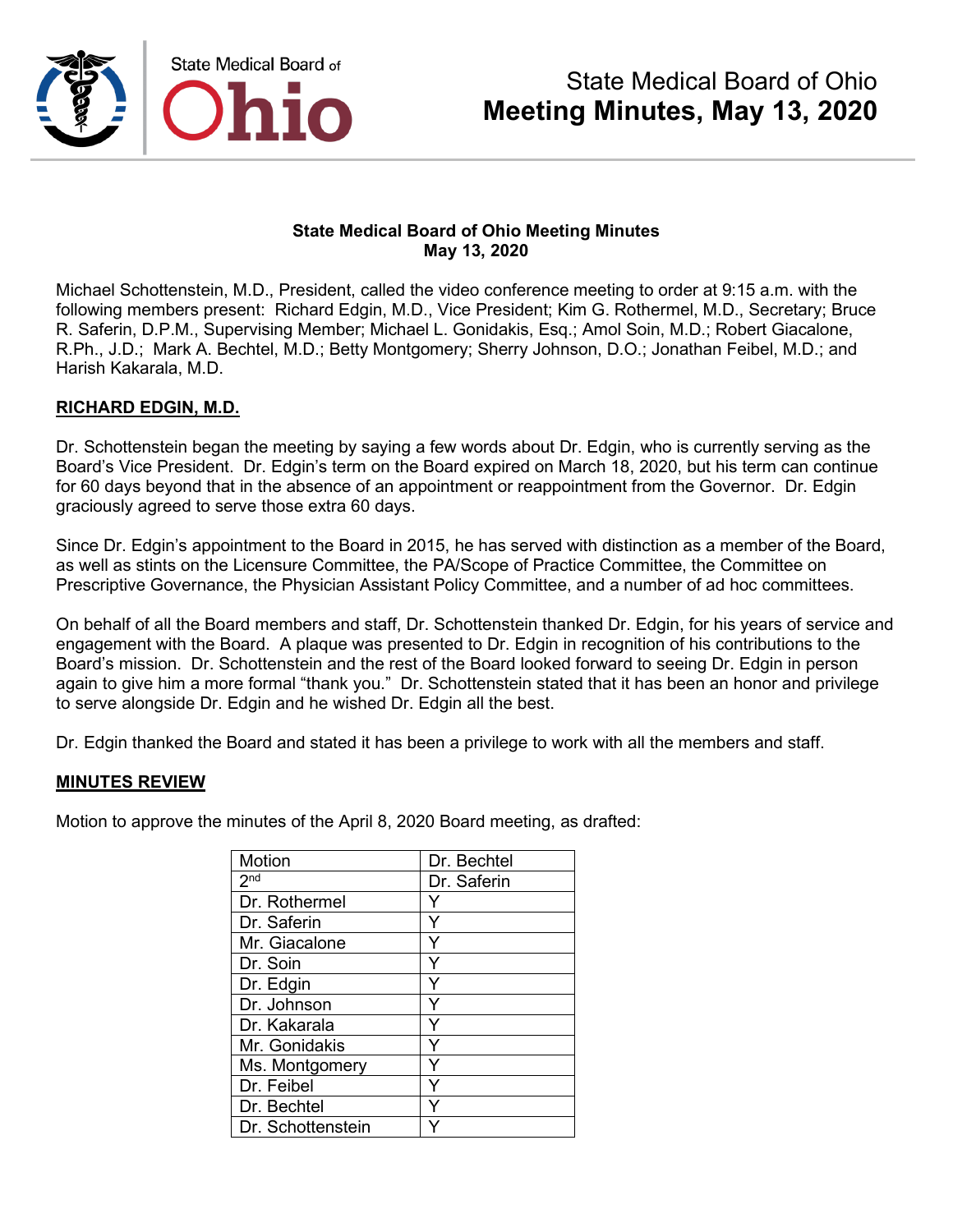# State Medical Board of Ohio
# Meeting Minutes, May 13, 2020

**State Medical Board of Ohio Meeting Minutes**
**May 13, 2020**

Michael Schottenstein, M.D., President, called the video conference meeting to order at 9:15 a.m. with the following members present: Richard Edgin, M.D., Vice President; Kim G. Rothermel, M.D., Secretary; Bruce R. Saferin, D.P.M., Supervising Member; Michael L. Gonidakis, Esq.; Amol Soin, M.D.; Robert Giacalone, R.Ph., J.D.; Mark A. Bechtel, M.D.; Betty Montgomery; Sherry Johnson, D.O.; Jonathan Feibel, M.D.; and Harish Kakarala, M.D.

## RICHARD EDGIN, M.D.

Dr. Schottenstein began the meeting by saying a few words about Dr. Edgin, who is currently serving as the Board's Vice President. Dr. Edgin's term on the Board expired on March 18, 2020, but his term can continue for 60 days beyond that in the absence of an appointment or reappointment from the Governor. Dr. Edgin graciously agreed to serve those extra 60 days.

Since Dr. Edgin's appointment to the Board in 2015, he has served with distinction as a member of the Board, as well as stints on the Licensure Committee, the PA/Scope of Practice Committee, the Committee on Prescriptive Governance, the Physician Assistant Policy Committee, and a number of ad hoc committees.

On behalf of all the Board members and staff, Dr. Schottenstein thanked Dr. Edgin, for his years of service and engagement with the Board. A plaque was presented to Dr. Edgin in recognition of his contributions to the Board's mission. Dr. Schottenstein and the rest of the Board looked forward to seeing Dr. Edgin in person again to give him a more formal "thank you." Dr. Schottenstein stated that it has been an honor and privilege to serve alongside Dr. Edgin and he wished Dr. Edgin all the best.

Dr. Edgin thanked the Board and stated it has been a privilege to work with all the members and staff.

## MINUTES REVIEW

Motion to approve the minutes of the April 8, 2020 Board meeting, as drafted:

| Motion | Dr. Bechtel |
|---|---|
| 2nd | Dr. Saferin |
| Dr. Rothermel | Y |
| Dr. Saferin | Y |
| Mr. Giacalone | Y |
| Dr. Soin | Y |
| Dr. Edgin | Y |
| Dr. Johnson | Y |
| Dr. Kakarala | Y |
| Mr. Gonidakis | Y |
| Ms. Montgomery | Y |
| Dr. Feibel | Y |
| Dr. Bechtel | Y |
| Dr. Schottenstein | Y |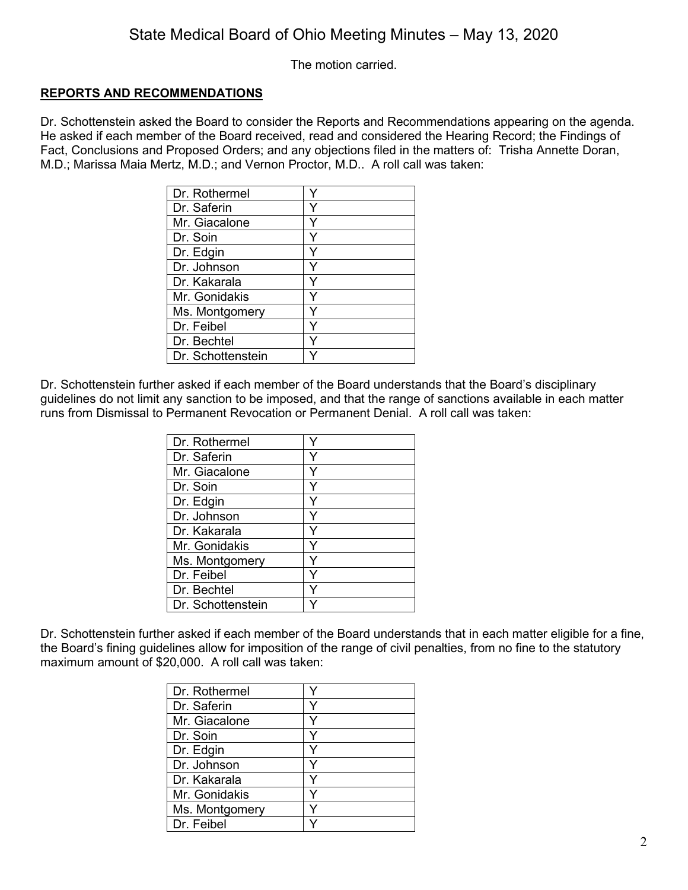The motion carried.

**REPORTS AND RECOMMENDATIONS**

Dr. Schottenstein asked the Board to consider the Reports and Recommendations appearing on the agenda. He asked if each member of the Board received, read and considered the Hearing Record; the Findings of Fact, Conclusions and Proposed Orders; and any objections filed in the matters of: Trisha Annette Doran, M.D.; Marissa Maia Mertz, M.D.; and Vernon Proctor, M.D.. A roll call was taken:

| | |
|---|---|
| Dr. Rothermel | Y |
| Dr. Saferin | Y |
| Mr. Giacalone | Y |
| Dr. Soin | Y |
| Dr. Edgin | Y |
| Dr. Johnson | Y |
| Dr. Kakarala | Y |
| Mr. Gonidakis | Y |
| Ms. Montgomery | Y |
| Dr. Feibel | Y |
| Dr. Bechtel | Y |
| Dr. Schottenstein | Y |

Dr. Schottenstein further asked if each member of the Board understands that the Board's disciplinary guidelines do not limit any sanction to be imposed, and that the range of sanctions available in each matter runs from Dismissal to Permanent Revocation or Permanent Denial. A roll call was taken:

| | |
|---|---|
| Dr. Rothermel | Y |
| Dr. Saferin | Y |
| Mr. Giacalone | Y |
| Dr. Soin | Y |
| Dr. Edgin | Y |
| Dr. Johnson | Y |
| Dr. Kakarala | Y |
| Mr. Gonidakis | Y |
| Ms. Montgomery | Y |
| Dr. Feibel | Y |
| Dr. Bechtel | Y |
| Dr. Schottenstein | Y |

Dr. Schottenstein further asked if each member of the Board understands that in each matter eligible for a fine, the Board's fining guidelines allow for imposition of the range of civil penalties, from no fine to the statutory maximum amount of $20,000. A roll call was taken:

| | |
|---|---|
| Dr. Rothermel | Y |
| Dr. Saferin | Y |
| Mr. Giacalone | Y |
| Dr. Soin | Y |
| Dr. Edgin | Y |
| Dr. Johnson | Y |
| Dr. Kakarala | Y |
| Mr. Gonidakis | Y |
| Ms. Montgomery | Y |
| Dr. Feibel | Y |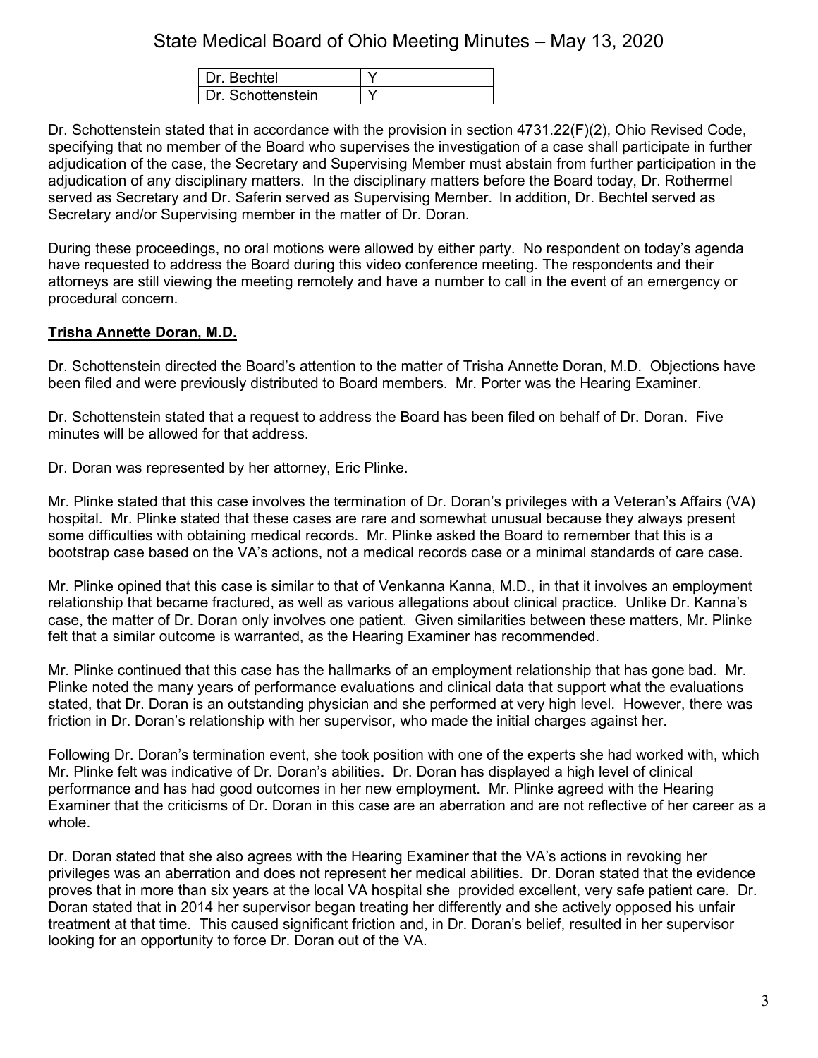| Dr. Bechtel | Y |
|---|---|
| Dr. Schottenstein | Y |

Dr. Schottenstein stated that in accordance with the provision in section 4731.22(F)(2), Ohio Revised Code, specifying that no member of the Board who supervises the investigation of a case shall participate in further adjudication of the case, the Secretary and Supervising Member must abstain from further participation in the adjudication of any disciplinary matters. In the disciplinary matters before the Board today, Dr. Rothermel served as Secretary and Dr. Saferin served as Supervising Member. In addition, Dr. Bechtel served as Secretary and/or Supervising member in the matter of Dr. Doran.

During these proceedings, no oral motions were allowed by either party. No respondent on today's agenda have requested to address the Board during this video conference meeting. The respondents and their attorneys are still viewing the meeting remotely and have a number to call in the event of an emergency or procedural concern.

**Trisha Annette Doran, M.D.**

Dr. Schottenstein directed the Board's attention to the matter of Trisha Annette Doran, M.D. Objections have been filed and were previously distributed to Board members. Mr. Porter was the Hearing Examiner.

Dr. Schottenstein stated that a request to address the Board has been filed on behalf of Dr. Doran. Five minutes will be allowed for that address.

Dr. Doran was represented by her attorney, Eric Plinke.

Mr. Plinke stated that this case involves the termination of Dr. Doran's privileges with a Veteran's Affairs (VA) hospital. Mr. Plinke stated that these cases are rare and somewhat unusual because they always present some difficulties with obtaining medical records. Mr. Plinke asked the Board to remember that this is a bootstrap case based on the VA's actions, not a medical records case or a minimal standards of care case.

Mr. Plinke opined that this case is similar to that of Venkanna Kanna, M.D., in that it involves an employment relationship that became fractured, as well as various allegations about clinical practice. Unlike Dr. Kanna's case, the matter of Dr. Doran only involves one patient. Given similarities between these matters, Mr. Plinke felt that a similar outcome is warranted, as the Hearing Examiner has recommended.

Mr. Plinke continued that this case has the hallmarks of an employment relationship that has gone bad. Mr. Plinke noted the many years of performance evaluations and clinical data that support what the evaluations stated, that Dr. Doran is an outstanding physician and she performed at very high level. However, there was friction in Dr. Doran's relationship with her supervisor, who made the initial charges against her.

Following Dr. Doran's termination event, she took position with one of the experts she had worked with, which Mr. Plinke felt was indicative of Dr. Doran's abilities. Dr. Doran has displayed a high level of clinical performance and has had good outcomes in her new employment. Mr. Plinke agreed with the Hearing Examiner that the criticisms of Dr. Doran in this case are an aberration and are not reflective of her career as a whole.

Dr. Doran stated that she also agrees with the Hearing Examiner that the VA's actions in revoking her privileges was an aberration and does not represent her medical abilities. Dr. Doran stated that the evidence proves that in more than six years at the local VA hospital she provided excellent, very safe patient care. Dr. Doran stated that in 2014 her supervisor began treating her differently and she actively opposed his unfair treatment at that time. This caused significant friction and, in Dr. Doran's belief, resulted in her supervisor looking for an opportunity to force Dr. Doran out of the VA.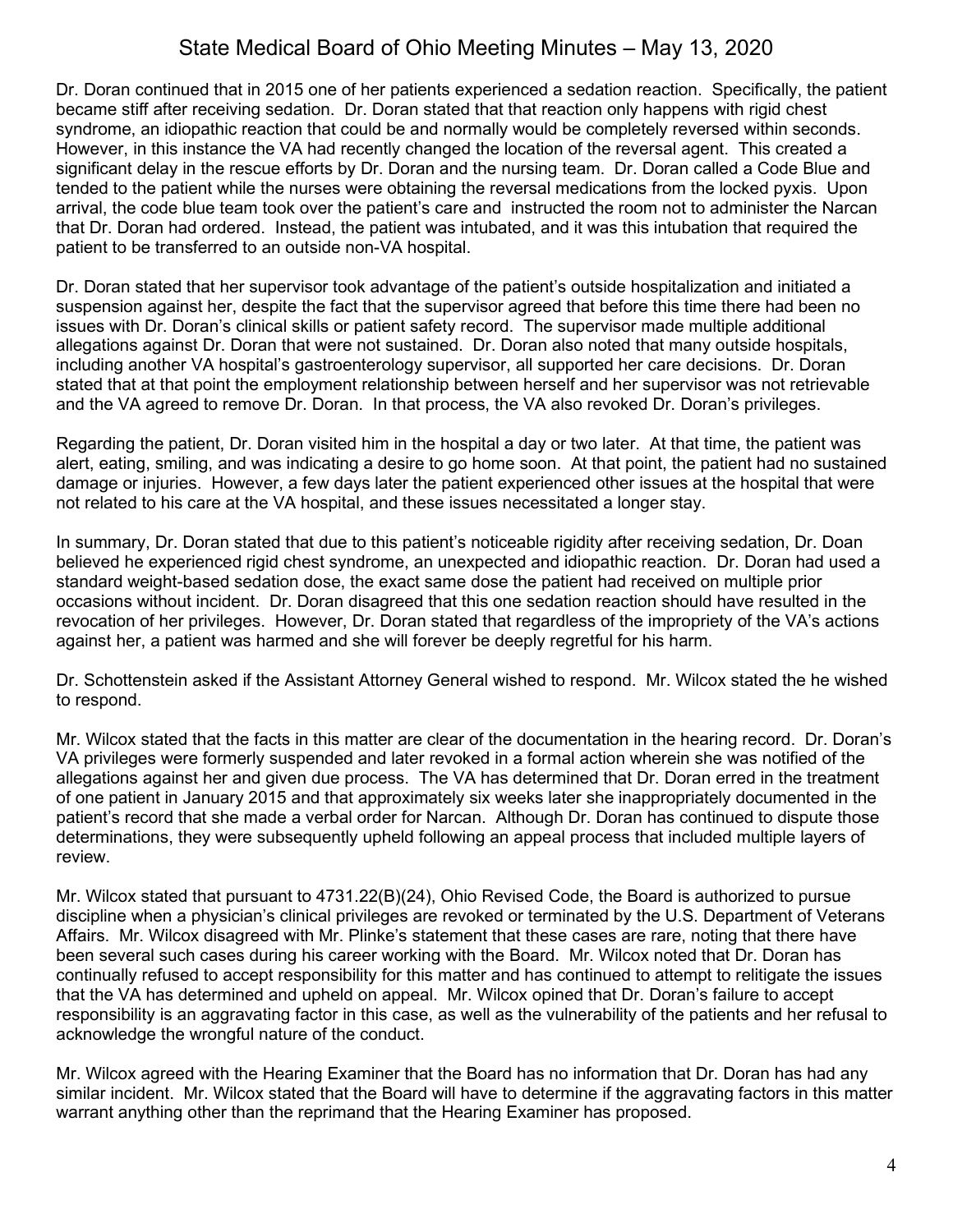Dr. Doran continued that in 2015 one of her patients experienced a sedation reaction. Specifically, the patient became stiff after receiving sedation. Dr. Doran stated that that reaction only happens with rigid chest syndrome, an idiopathic reaction that could be and normally would be completely reversed within seconds. However, in this instance the VA had recently changed the location of the reversal agent. This created a significant delay in the rescue efforts by Dr. Doran and the nursing team. Dr. Doran called a Code Blue and tended to the patient while the nurses were obtaining the reversal medications from the locked pyxis. Upon arrival, the code blue team took over the patient's care and instructed the room not to administer the Narcan that Dr. Doran had ordered. Instead, the patient was intubated, and it was this intubation that required the patient to be transferred to an outside non-VA hospital.

Dr. Doran stated that her supervisor took advantage of the patient's outside hospitalization and initiated a suspension against her, despite the fact that the supervisor agreed that before this time there had been no issues with Dr. Doran's clinical skills or patient safety record. The supervisor made multiple additional allegations against Dr. Doran that were not sustained. Dr. Doran also noted that many outside hospitals, including another VA hospital's gastroenterology supervisor, all supported her care decisions. Dr. Doran stated that at that point the employment relationship between herself and her supervisor was not retrievable and the VA agreed to remove Dr. Doran. In that process, the VA also revoked Dr. Doran's privileges.

Regarding the patient, Dr. Doran visited him in the hospital a day or two later. At that time, the patient was alert, eating, smiling, and was indicating a desire to go home soon. At that point, the patient had no sustained damage or injuries. However, a few days later the patient experienced other issues at the hospital that were not related to his care at the VA hospital, and these issues necessitated a longer stay.

In summary, Dr. Doran stated that due to this patient's noticeable rigidity after receiving sedation, Dr. Doan believed he experienced rigid chest syndrome, an unexpected and idiopathic reaction. Dr. Doran had used a standard weight-based sedation dose, the exact same dose the patient had received on multiple prior occasions without incident. Dr. Doran disagreed that this one sedation reaction should have resulted in the revocation of her privileges. However, Dr. Doran stated that regardless of the impropriety of the VA's actions against her, a patient was harmed and she will forever be deeply regretful for his harm.

Dr. Schottenstein asked if the Assistant Attorney General wished to respond. Mr. Wilcox stated the he wished to respond.

Mr. Wilcox stated that the facts in this matter are clear of the documentation in the hearing record. Dr. Doran's VA privileges were formerly suspended and later revoked in a formal action wherein she was notified of the allegations against her and given due process. The VA has determined that Dr. Doran erred in the treatment of one patient in January 2015 and that approximately six weeks later she inappropriately documented in the patient's record that she made a verbal order for Narcan. Although Dr. Doran has continued to dispute those determinations, they were subsequently upheld following an appeal process that included multiple layers of review.

Mr. Wilcox stated that pursuant to 4731.22(B)(24), Ohio Revised Code, the Board is authorized to pursue discipline when a physician's clinical privileges are revoked or terminated by the U.S. Department of Veterans Affairs. Mr. Wilcox disagreed with Mr. Plinke's statement that these cases are rare, noting that there have been several such cases during his career working with the Board. Mr. Wilcox noted that Dr. Doran has continually refused to accept responsibility for this matter and has continued to attempt to relitigate the issues that the VA has determined and upheld on appeal. Mr. Wilcox opined that Dr. Doran's failure to accept responsibility is an aggravating factor in this case, as well as the vulnerability of the patients and her refusal to acknowledge the wrongful nature of the conduct.

Mr. Wilcox agreed with the Hearing Examiner that the Board has no information that Dr. Doran has had any similar incident. Mr. Wilcox stated that the Board will have to determine if the aggravating factors in this matter warrant anything other than the reprimand that the Hearing Examiner has proposed.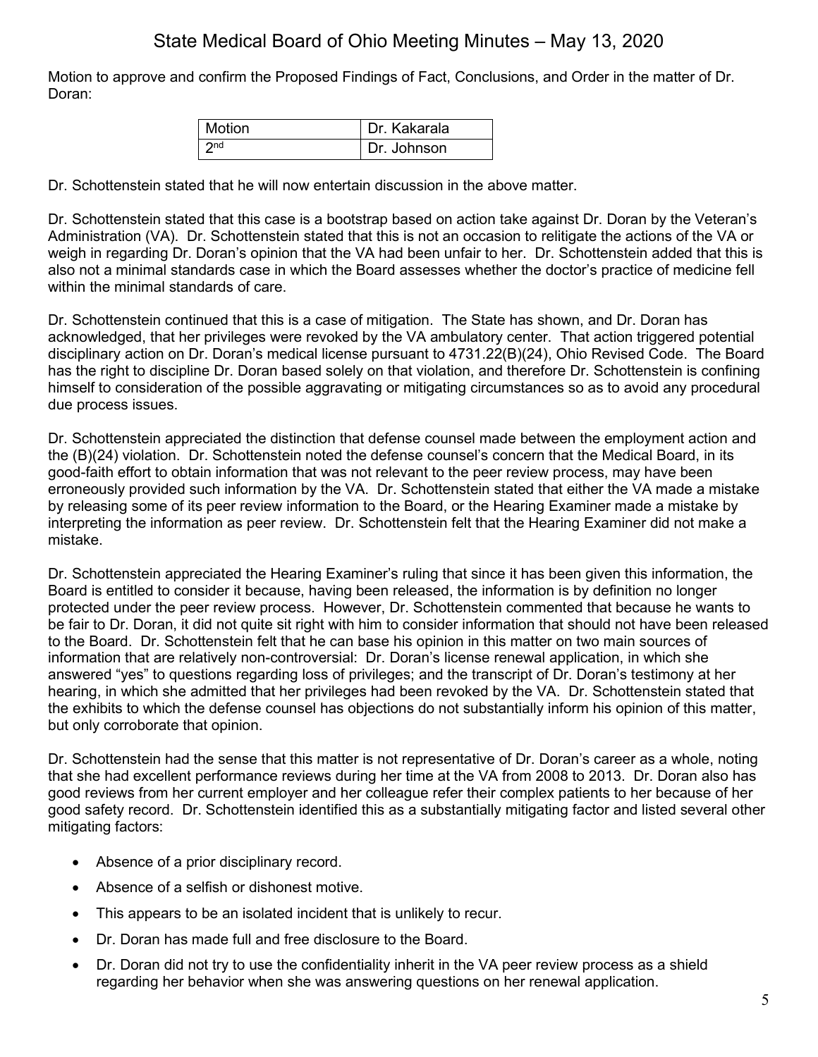Motion to approve and confirm the Proposed Findings of Fact, Conclusions, and Order in the matter of Dr. Doran:

| Motion | Dr. Kakarala |
|---|---|
| 2nd | Dr. Johnson |

Dr. Schottenstein stated that he will now entertain discussion in the above matter.

Dr. Schottenstein stated that this case is a bootstrap based on action take against Dr. Doran by the Veteran's Administration (VA). Dr. Schottenstein stated that this is not an occasion to relitigate the actions of the VA or weigh in regarding Dr. Doran's opinion that the VA had been unfair to her. Dr. Schottenstein added that this is also not a minimal standards case in which the Board assesses whether the doctor's practice of medicine fell within the minimal standards of care.

Dr. Schottenstein continued that this is a case of mitigation. The State has shown, and Dr. Doran has acknowledged, that her privileges were revoked by the VA ambulatory center. That action triggered potential disciplinary action on Dr. Doran's medical license pursuant to 4731.22(B)(24), Ohio Revised Code. The Board has the right to discipline Dr. Doran based solely on that violation, and therefore Dr. Schottenstein is confining himself to consideration of the possible aggravating or mitigating circumstances so as to avoid any procedural due process issues.

Dr. Schottenstein appreciated the distinction that defense counsel made between the employment action and the (B)(24) violation. Dr. Schottenstein noted the defense counsel's concern that the Medical Board, in its good-faith effort to obtain information that was not relevant to the peer review process, may have been erroneously provided such information by the VA. Dr. Schottenstein stated that either the VA made a mistake by releasing some of its peer review information to the Board, or the Hearing Examiner made a mistake by interpreting the information as peer review. Dr. Schottenstein felt that the Hearing Examiner did not make a mistake.

Dr. Schottenstein appreciated the Hearing Examiner's ruling that since it has been given this information, the Board is entitled to consider it because, having been released, the information is by definition no longer protected under the peer review process. However, Dr. Schottenstein commented that because he wants to be fair to Dr. Doran, it did not quite sit right with him to consider information that should not have been released to the Board. Dr. Schottenstein felt that he can base his opinion in this matter on two main sources of information that are relatively non-controversial: Dr. Doran's license renewal application, in which she answered "yes" to questions regarding loss of privileges; and the transcript of Dr. Doran's testimony at her hearing, in which she admitted that her privileges had been revoked by the VA. Dr. Schottenstein stated that the exhibits to which the defense counsel has objections do not substantially inform his opinion of this matter, but only corroborate that opinion.

Dr. Schottenstein had the sense that this matter is not representative of Dr. Doran's career as a whole, noting that she had excellent performance reviews during her time at the VA from 2008 to 2013. Dr. Doran also has good reviews from her current employer and her colleague refer their complex patients to her because of her good safety record. Dr. Schottenstein identified this as a substantially mitigating factor and listed several other mitigating factors:

- Absence of a prior disciplinary record.
- Absence of a selfish or dishonest motive.
- This appears to be an isolated incident that is unlikely to recur.
- Dr. Doran has made full and free disclosure to the Board.
- Dr. Doran did not try to use the confidentiality inherit in the VA peer review process as a shield regarding her behavior when she was answering questions on her renewal application.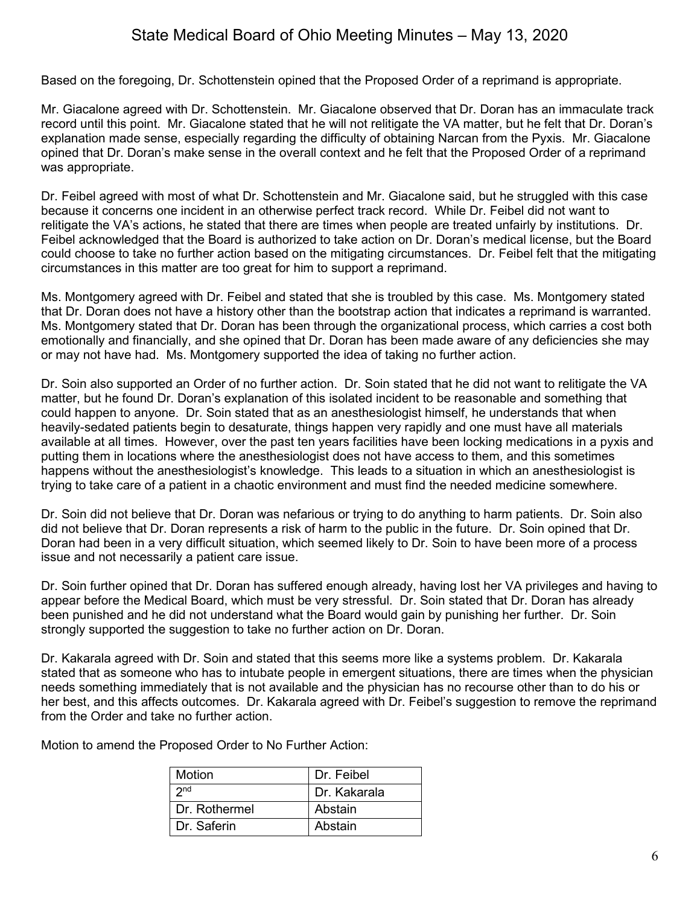Based on the foregoing, Dr. Schottenstein opined that the Proposed Order of a reprimand is appropriate.

Mr. Giacalone agreed with Dr. Schottenstein. Mr. Giacalone observed that Dr. Doran has an immaculate track record until this point. Mr. Giacalone stated that he will not relitigate the VA matter, but he felt that Dr. Doran's explanation made sense, especially regarding the difficulty of obtaining Narcan from the Pyxis. Mr. Giacalone opined that Dr. Doran's make sense in the overall context and he felt that the Proposed Order of a reprimand was appropriate.

Dr. Feibel agreed with most of what Dr. Schottenstein and Mr. Giacalone said, but he struggled with this case because it concerns one incident in an otherwise perfect track record. While Dr. Feibel did not want to relitigate the VA's actions, he stated that there are times when people are treated unfairly by institutions. Dr. Feibel acknowledged that the Board is authorized to take action on Dr. Doran's medical license, but the Board could choose to take no further action based on the mitigating circumstances. Dr. Feibel felt that the mitigating circumstances in this matter are too great for him to support a reprimand.

Ms. Montgomery agreed with Dr. Feibel and stated that she is troubled by this case. Ms. Montgomery stated that Dr. Doran does not have a history other than the bootstrap action that indicates a reprimand is warranted. Ms. Montgomery stated that Dr. Doran has been through the organizational process, which carries a cost both emotionally and financially, and she opined that Dr. Doran has been made aware of any deficiencies she may or may not have had. Ms. Montgomery supported the idea of taking no further action.

Dr. Soin also supported an Order of no further action. Dr. Soin stated that he did not want to relitigate the VA matter, but he found Dr. Doran's explanation of this isolated incident to be reasonable and something that could happen to anyone. Dr. Soin stated that as an anesthesiologist himself, he understands that when heavily-sedated patients begin to desaturate, things happen very rapidly and one must have all materials available at all times. However, over the past ten years facilities have been locking medications in a pyxis and putting them in locations where the anesthesiologist does not have access to them, and this sometimes happens without the anesthesiologist's knowledge. This leads to a situation in which an anesthesiologist is trying to take care of a patient in a chaotic environment and must find the needed medicine somewhere.

Dr. Soin did not believe that Dr. Doran was nefarious or trying to do anything to harm patients. Dr. Soin also did not believe that Dr. Doran represents a risk of harm to the public in the future. Dr. Soin opined that Dr. Doran had been in a very difficult situation, which seemed likely to Dr. Soin to have been more of a process issue and not necessarily a patient care issue.

Dr. Soin further opined that Dr. Doran has suffered enough already, having lost her VA privileges and having to appear before the Medical Board, which must be very stressful. Dr. Soin stated that Dr. Doran has already been punished and he did not understand what the Board would gain by punishing her further. Dr. Soin strongly supported the suggestion to take no further action on Dr. Doran.

Dr. Kakarala agreed with Dr. Soin and stated that this seems more like a systems problem. Dr. Kakarala stated that as someone who has to intubate people in emergent situations, there are times when the physician needs something immediately that is not available and the physician has no recourse other than to do his or her best, and this affects outcomes. Dr. Kakarala agreed with Dr. Feibel's suggestion to remove the reprimand from the Order and take no further action.

Motion to amend the Proposed Order to No Further Action:

| Motion | Dr. Feibel |
|---|---|
| 2nd | Dr. Kakarala |
| Dr. Rothermel | Abstain |
| Dr. Saferin | Abstain |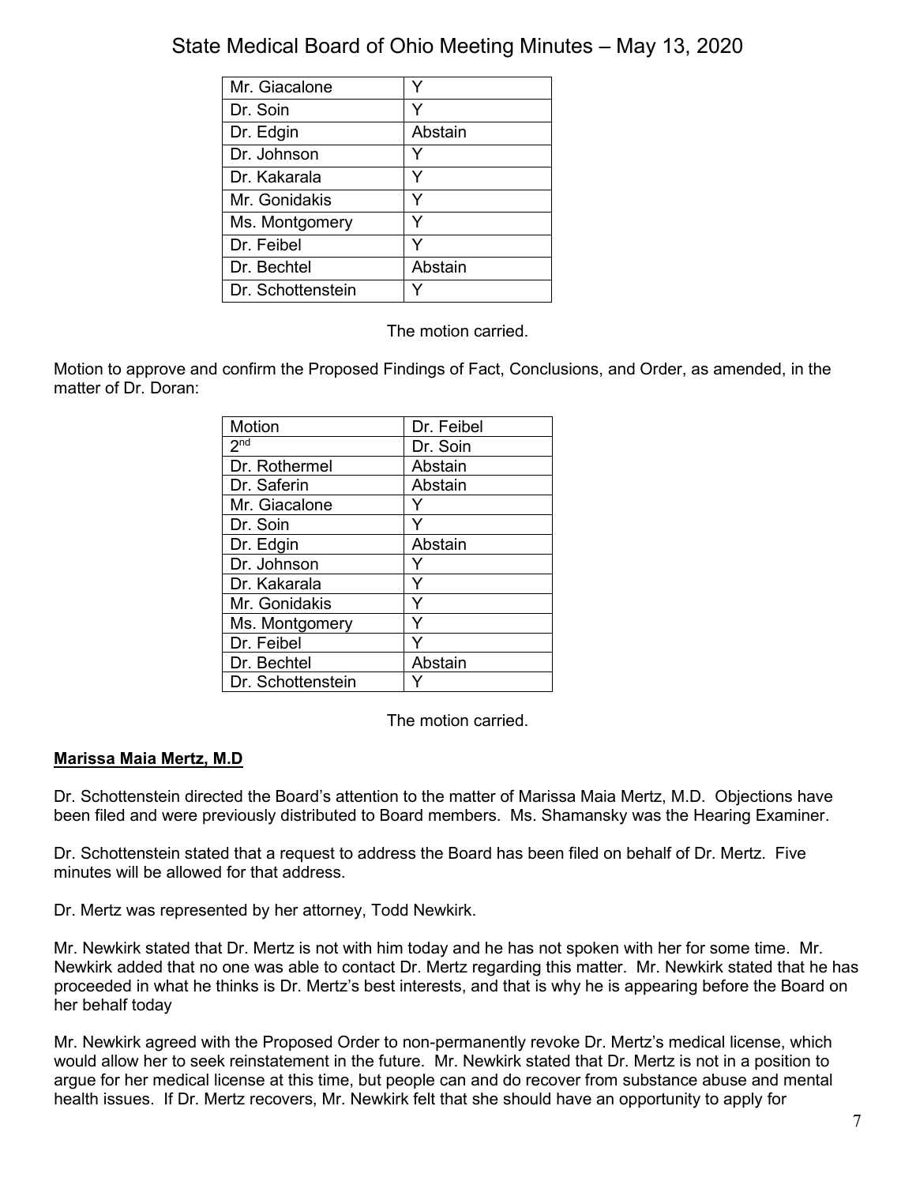| | |
|---|---|
| Mr. Giacalone | Y |
| Dr. Soin | Y |
| Dr. Edgin | Abstain |
| Dr. Johnson | Y |
| Dr. Kakarala | Y |
| Mr. Gonidakis | Y |
| Ms. Montgomery | Y |
| Dr. Feibel | Y |
| Dr. Bechtel | Abstain |
| Dr. Schottenstein | Y |

The motion carried.

Motion to approve and confirm the Proposed Findings of Fact, Conclusions, and Order, as amended, in the matter of Dr. Doran:

| Motion | Dr. Feibel |
|---|---|
| 2nd | Dr. Soin |
| Dr. Rothermel | Abstain |
| Dr. Saferin | Abstain |
| Mr. Giacalone | Y |
| Dr. Soin | Y |
| Dr. Edgin | Abstain |
| Dr. Johnson | Y |
| Dr. Kakarala | Y |
| Mr. Gonidakis | Y |
| Ms. Montgomery | Y |
| Dr. Feibel | Y |
| Dr. Bechtel | Abstain |
| Dr. Schottenstein | Y |

The motion carried.

**Marissa Maia Mertz, M.D**

Dr. Schottenstein directed the Board's attention to the matter of Marissa Maia Mertz, M.D. Objections have been filed and were previously distributed to Board members. Ms. Shamansky was the Hearing Examiner.

Dr. Schottenstein stated that a request to address the Board has been filed on behalf of Dr. Mertz. Five minutes will be allowed for that address.

Dr. Mertz was represented by her attorney, Todd Newkirk.

Mr. Newkirk stated that Dr. Mertz is not with him today and he has not spoken with her for some time. Mr. Newkirk added that no one was able to contact Dr. Mertz regarding this matter. Mr. Newkirk stated that he has proceeded in what he thinks is Dr. Mertz's best interests, and that is why he is appearing before the Board on her behalf today

Mr. Newkirk agreed with the Proposed Order to non-permanently revoke Dr. Mertz's medical license, which would allow her to seek reinstatement in the future. Mr. Newkirk stated that Dr. Mertz is not in a position to argue for her medical license at this time, but people can and do recover from substance abuse and mental health issues. If Dr. Mertz recovers, Mr. Newkirk felt that she should have an opportunity to apply for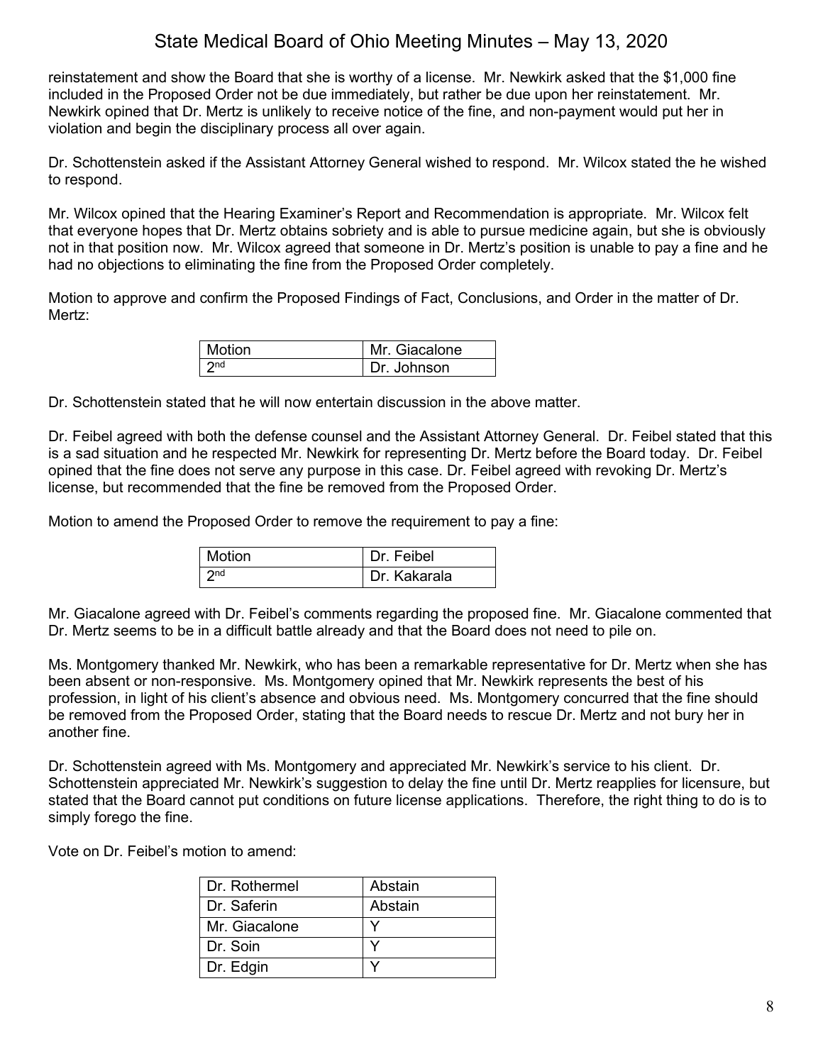reinstatement and show the Board that she is worthy of a license. Mr. Newkirk asked that the $1,000 fine included in the Proposed Order not be due immediately, but rather be due upon her reinstatement. Mr. Newkirk opined that Dr. Mertz is unlikely to receive notice of the fine, and non-payment would put her in violation and begin the disciplinary process all over again.

Dr. Schottenstein asked if the Assistant Attorney General wished to respond. Mr. Wilcox stated the he wished to respond.

Mr. Wilcox opined that the Hearing Examiner's Report and Recommendation is appropriate. Mr. Wilcox felt that everyone hopes that Dr. Mertz obtains sobriety and is able to pursue medicine again, but she is obviously not in that position now. Mr. Wilcox agreed that someone in Dr. Mertz's position is unable to pay a fine and he had no objections to eliminating the fine from the Proposed Order completely.

Motion to approve and confirm the Proposed Findings of Fact, Conclusions, and Order in the matter of Dr. Mertz:

| Motion | Mr. Giacalone |
|---|---|
| 2nd | Dr. Johnson |

Dr. Schottenstein stated that he will now entertain discussion in the above matter.

Dr. Feibel agreed with both the defense counsel and the Assistant Attorney General. Dr. Feibel stated that this is a sad situation and he respected Mr. Newkirk for representing Dr. Mertz before the Board today. Dr. Feibel opined that the fine does not serve any purpose in this case. Dr. Feibel agreed with revoking Dr. Mertz's license, but recommended that the fine be removed from the Proposed Order.

Motion to amend the Proposed Order to remove the requirement to pay a fine:

| Motion | Dr. Feibel |
|---|---|
| 2nd | Dr. Kakarala |

Mr. Giacalone agreed with Dr. Feibel's comments regarding the proposed fine. Mr. Giacalone commented that Dr. Mertz seems to be in a difficult battle already and that the Board does not need to pile on.

Ms. Montgomery thanked Mr. Newkirk, who has been a remarkable representative for Dr. Mertz when she has been absent or non-responsive. Ms. Montgomery opined that Mr. Newkirk represents the best of his profession, in light of his client's absence and obvious need. Ms. Montgomery concurred that the fine should be removed from the Proposed Order, stating that the Board needs to rescue Dr. Mertz and not bury her in another fine.

Dr. Schottenstein agreed with Ms. Montgomery and appreciated Mr. Newkirk's service to his client. Dr. Schottenstein appreciated Mr. Newkirk's suggestion to delay the fine until Dr. Mertz reapplies for licensure, but stated that the Board cannot put conditions on future license applications. Therefore, the right thing to do is to simply forego the fine.

Vote on Dr. Feibel's motion to amend:

| Dr. Rothermel | Abstain |
|---|---|
| Dr. Saferin | Abstain |
| Mr. Giacalone | Y |
| Dr. Soin | Y |
| Dr. Edgin | Y |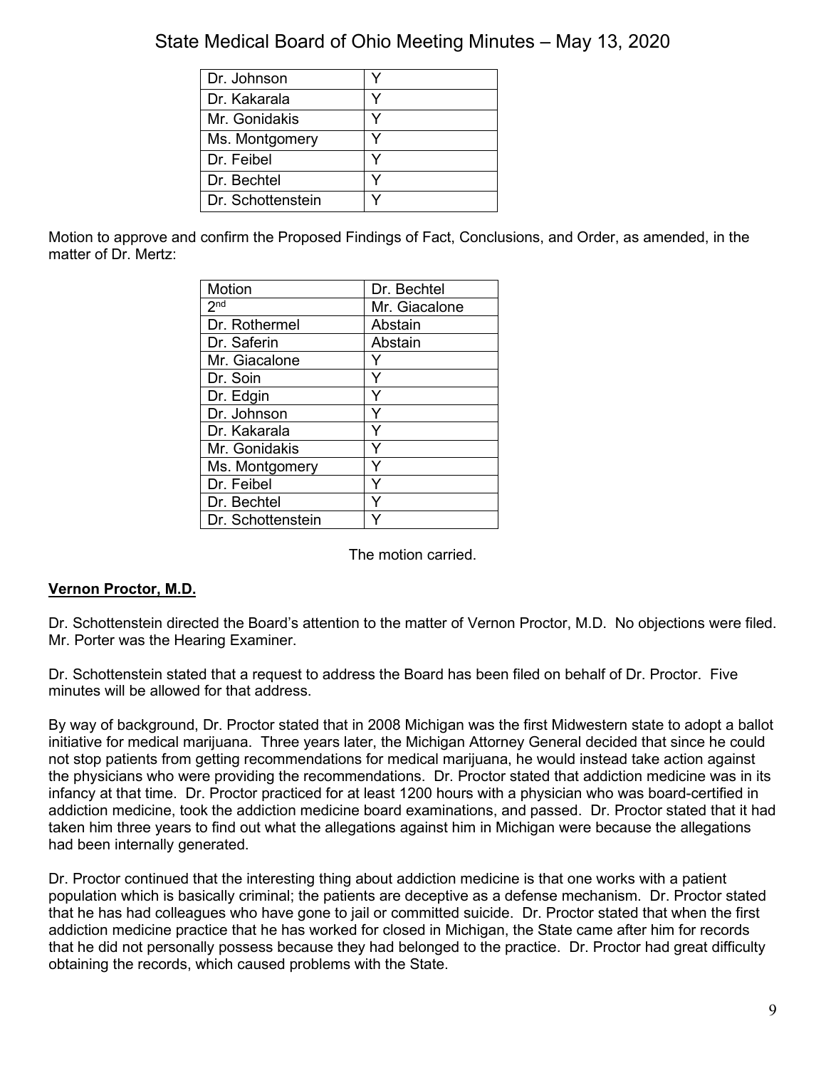| | |
|---|---|
| Dr. Johnson | Y |
| Dr. Kakarala | Y |
| Mr. Gonidakis | Y |
| Ms. Montgomery | Y |
| Dr. Feibel | Y |
| Dr. Bechtel | Y |
| Dr. Schottenstein | Y |

Motion to approve and confirm the Proposed Findings of Fact, Conclusions, and Order, as amended, in the matter of Dr. Mertz:

| Motion | Dr. Bechtel |
|---|---|
| 2nd | Mr. Giacalone |
| Dr. Rothermel | Abstain |
| Dr. Saferin | Abstain |
| Mr. Giacalone | Y |
| Dr. Soin | Y |
| Dr. Edgin | Y |
| Dr. Johnson | Y |
| Dr. Kakarala | Y |
| Mr. Gonidakis | Y |
| Ms. Montgomery | Y |
| Dr. Feibel | Y |
| Dr. Bechtel | Y |
| Dr. Schottenstein | Y |

The motion carried.

**Vernon Proctor, M.D.**

Dr. Schottenstein directed the Board's attention to the matter of Vernon Proctor, M.D. No objections were filed. Mr. Porter was the Hearing Examiner.

Dr. Schottenstein stated that a request to address the Board has been filed on behalf of Dr. Proctor. Five minutes will be allowed for that address.

By way of background, Dr. Proctor stated that in 2008 Michigan was the first Midwestern state to adopt a ballot initiative for medical marijuana. Three years later, the Michigan Attorney General decided that since he could not stop patients from getting recommendations for medical marijuana, he would instead take action against the physicians who were providing the recommendations. Dr. Proctor stated that addiction medicine was in its infancy at that time. Dr. Proctor practiced for at least 1200 hours with a physician who was board-certified in addiction medicine, took the addiction medicine board examinations, and passed. Dr. Proctor stated that it had taken him three years to find out what the allegations against him in Michigan were because the allegations had been internally generated.

Dr. Proctor continued that the interesting thing about addiction medicine is that one works with a patient population which is basically criminal; the patients are deceptive as a defense mechanism. Dr. Proctor stated that he has had colleagues who have gone to jail or committed suicide. Dr. Proctor stated that when the first addiction medicine practice that he has worked for closed in Michigan, the State came after him for records that he did not personally possess because they had belonged to the practice. Dr. Proctor had great difficulty obtaining the records, which caused problems with the State.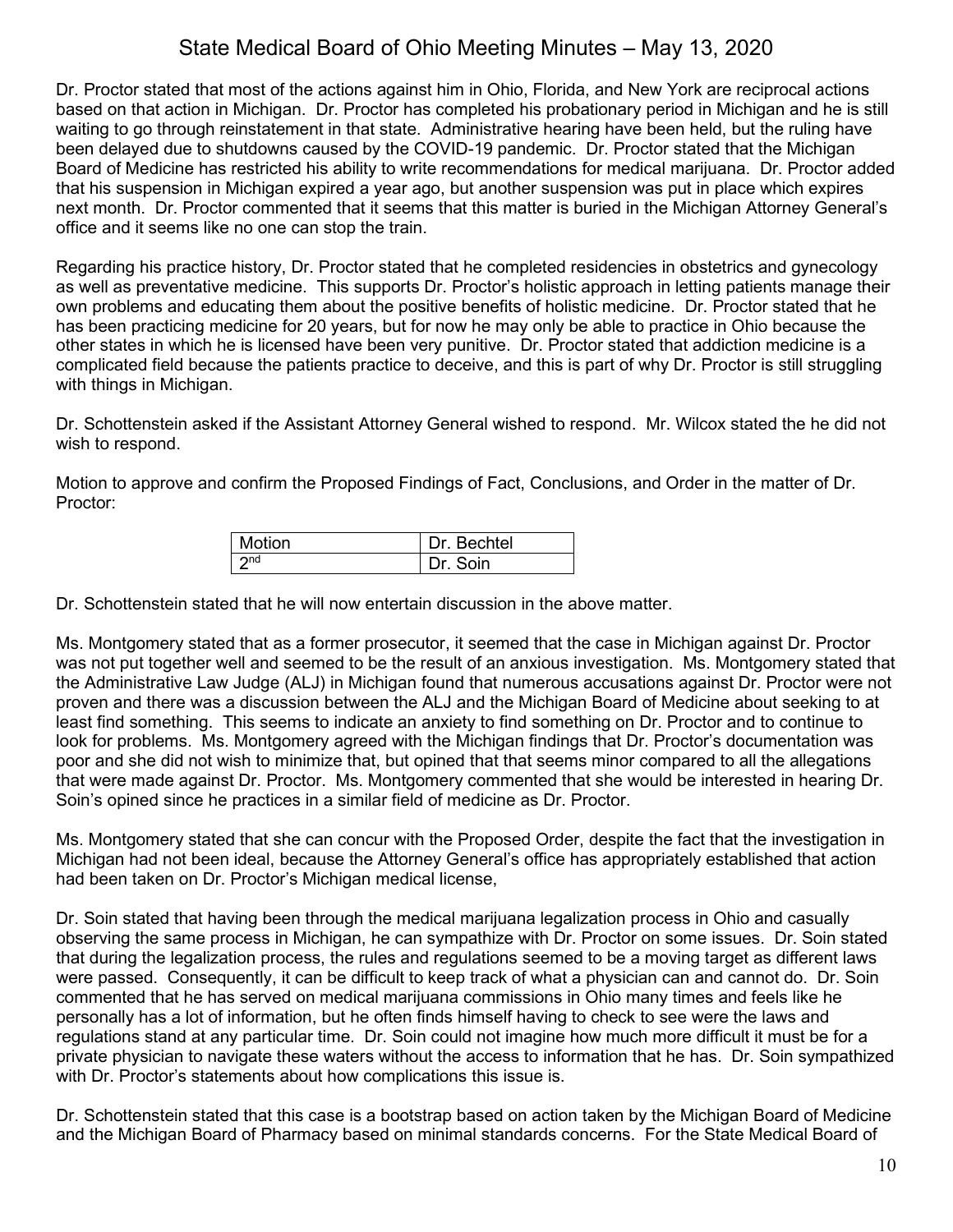Dr. Proctor stated that most of the actions against him in Ohio, Florida, and New York are reciprocal actions based on that action in Michigan. Dr. Proctor has completed his probationary period in Michigan and he is still waiting to go through reinstatement in that state. Administrative hearing have been held, but the ruling have been delayed due to shutdowns caused by the COVID-19 pandemic. Dr. Proctor stated that the Michigan Board of Medicine has restricted his ability to write recommendations for medical marijuana. Dr. Proctor added that his suspension in Michigan expired a year ago, but another suspension was put in place which expires next month. Dr. Proctor commented that it seems that this matter is buried in the Michigan Attorney General's office and it seems like no one can stop the train.

Regarding his practice history, Dr. Proctor stated that he completed residencies in obstetrics and gynecology as well as preventative medicine. This supports Dr. Proctor's holistic approach in letting patients manage their own problems and educating them about the positive benefits of holistic medicine. Dr. Proctor stated that he has been practicing medicine for 20 years, but for now he may only be able to practice in Ohio because the other states in which he is licensed have been very punitive. Dr. Proctor stated that addiction medicine is a complicated field because the patients practice to deceive, and this is part of why Dr. Proctor is still struggling with things in Michigan.

Dr. Schottenstein asked if the Assistant Attorney General wished to respond. Mr. Wilcox stated the he did not wish to respond.

Motion to approve and confirm the Proposed Findings of Fact, Conclusions, and Order in the matter of Dr. Proctor:

| Motion | Dr. Bechtel |
|---|---|
| 2nd | Dr. Soin |

Dr. Schottenstein stated that he will now entertain discussion in the above matter.

Ms. Montgomery stated that as a former prosecutor, it seemed that the case in Michigan against Dr. Proctor was not put together well and seemed to be the result of an anxious investigation. Ms. Montgomery stated that the Administrative Law Judge (ALJ) in Michigan found that numerous accusations against Dr. Proctor were not proven and there was a discussion between the ALJ and the Michigan Board of Medicine about seeking to at least find something. This seems to indicate an anxiety to find something on Dr. Proctor and to continue to look for problems. Ms. Montgomery agreed with the Michigan findings that Dr. Proctor's documentation was poor and she did not wish to minimize that, but opined that that seems minor compared to all the allegations that were made against Dr. Proctor. Ms. Montgomery commented that she would be interested in hearing Dr. Soin's opined since he practices in a similar field of medicine as Dr. Proctor.

Ms. Montgomery stated that she can concur with the Proposed Order, despite the fact that the investigation in Michigan had not been ideal, because the Attorney General's office has appropriately established that action had been taken on Dr. Proctor's Michigan medical license,

Dr. Soin stated that having been through the medical marijuana legalization process in Ohio and casually observing the same process in Michigan, he can sympathize with Dr. Proctor on some issues. Dr. Soin stated that during the legalization process, the rules and regulations seemed to be a moving target as different laws were passed. Consequently, it can be difficult to keep track of what a physician can and cannot do. Dr. Soin commented that he has served on medical marijuana commissions in Ohio many times and feels like he personally has a lot of information, but he often finds himself having to check to see were the laws and regulations stand at any particular time. Dr. Soin could not imagine how much more difficult it must be for a private physician to navigate these waters without the access to information that he has. Dr. Soin sympathized with Dr. Proctor's statements about how complications this issue is.

Dr. Schottenstein stated that this case is a bootstrap based on action taken by the Michigan Board of Medicine and the Michigan Board of Pharmacy based on minimal standards concerns. For the State Medical Board of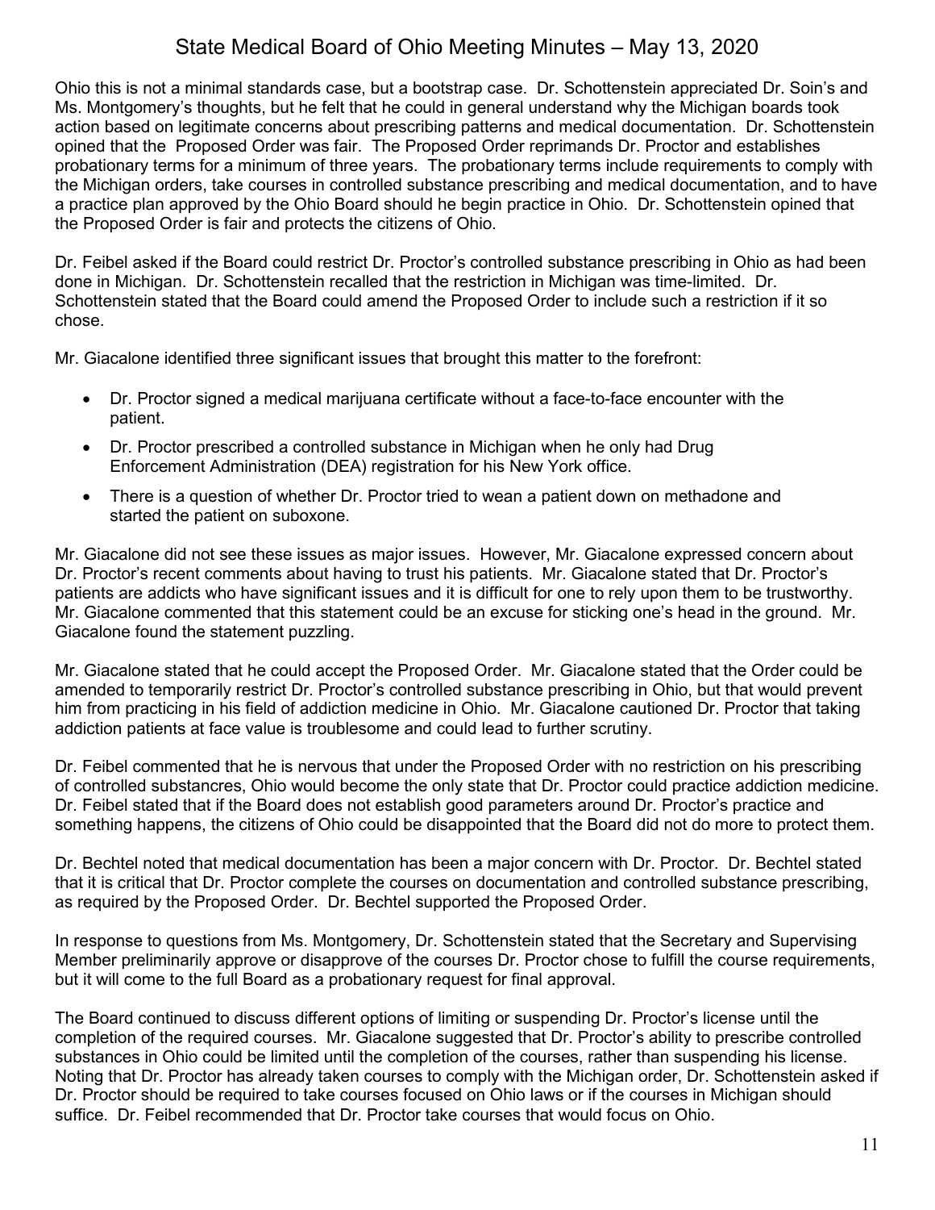Ohio this is not a minimal standards case, but a bootstrap case. Dr. Schottenstein appreciated Dr. Soin's and Ms. Montgomery's thoughts, but he felt that he could in general understand why the Michigan boards took action based on legitimate concerns about prescribing patterns and medical documentation. Dr. Schottenstein opined that the Proposed Order was fair. The Proposed Order reprimands Dr. Proctor and establishes probationary terms for a minimum of three years. The probationary terms include requirements to comply with the Michigan orders, take courses in controlled substance prescribing and medical documentation, and to have a practice plan approved by the Ohio Board should he begin practice in Ohio. Dr. Schottenstein opined that the Proposed Order is fair and protects the citizens of Ohio.

Dr. Feibel asked if the Board could restrict Dr. Proctor's controlled substance prescribing in Ohio as had been done in Michigan. Dr. Schottenstein recalled that the restriction in Michigan was time-limited. Dr. Schottenstein stated that the Board could amend the Proposed Order to include such a restriction if it so chose.

Mr. Giacalone identified three significant issues that brought this matter to the forefront:

- Dr. Proctor signed a medical marijuana certificate without a face-to-face encounter with the patient.
- Dr. Proctor prescribed a controlled substance in Michigan when he only had Drug Enforcement Administration (DEA) registration for his New York office.
- There is a question of whether Dr. Proctor tried to wean a patient down on methadone and started the patient on suboxone.

Mr. Giacalone did not see these issues as major issues. However, Mr. Giacalone expressed concern about Dr. Proctor's recent comments about having to trust his patients. Mr. Giacalone stated that Dr. Proctor's patients are addicts who have significant issues and it is difficult for one to rely upon them to be trustworthy. Mr. Giacalone commented that this statement could be an excuse for sticking one's head in the ground. Mr. Giacalone found the statement puzzling.

Mr. Giacalone stated that he could accept the Proposed Order. Mr. Giacalone stated that the Order could be amended to temporarily restrict Dr. Proctor's controlled substance prescribing in Ohio, but that would prevent him from practicing in his field of addiction medicine in Ohio. Mr. Giacalone cautioned Dr. Proctor that taking addiction patients at face value is troublesome and could lead to further scrutiny.

Dr. Feibel commented that he is nervous that under the Proposed Order with no restriction on his prescribing of controlled substancres, Ohio would become the only state that Dr. Proctor could practice addiction medicine. Dr. Feibel stated that if the Board does not establish good parameters around Dr. Proctor's practice and something happens, the citizens of Ohio could be disappointed that the Board did not do more to protect them.

Dr. Bechtel noted that medical documentation has been a major concern with Dr. Proctor. Dr. Bechtel stated that it is critical that Dr. Proctor complete the courses on documentation and controlled substance prescribing, as required by the Proposed Order. Dr. Bechtel supported the Proposed Order.

In response to questions from Ms. Montgomery, Dr. Schottenstein stated that the Secretary and Supervising Member preliminarily approve or disapprove of the courses Dr. Proctor chose to fulfill the course requirements, but it will come to the full Board as a probationary request for final approval.

The Board continued to discuss different options of limiting or suspending Dr. Proctor's license until the completion of the required courses. Mr. Giacalone suggested that Dr. Proctor's ability to prescribe controlled substances in Ohio could be limited until the completion of the courses, rather than suspending his license. Noting that Dr. Proctor has already taken courses to comply with the Michigan order, Dr. Schottenstein asked if Dr. Proctor should be required to take courses focused on Ohio laws or if the courses in Michigan should suffice. Dr. Feibel recommended that Dr. Proctor take courses that would focus on Ohio.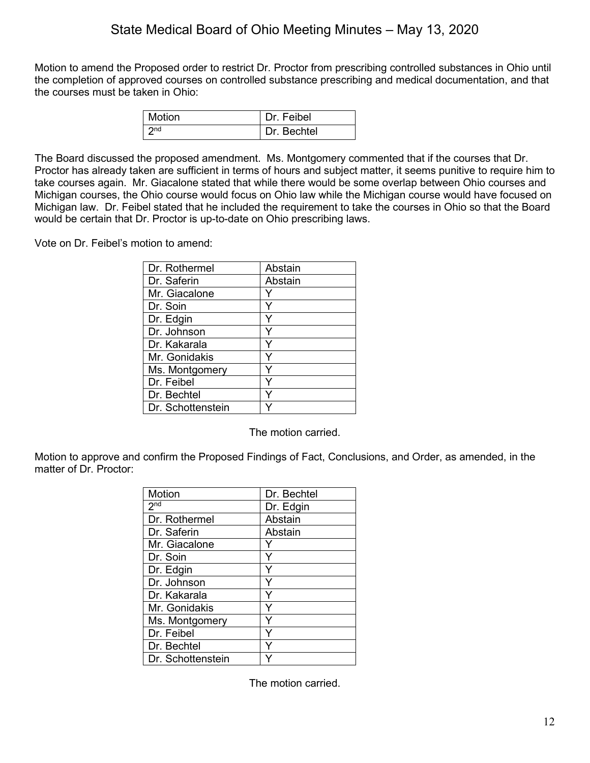Motion to amend the Proposed order to restrict Dr. Proctor from prescribing controlled substances in Ohio until the completion of approved courses on controlled substance prescribing and medical documentation, and that the courses must be taken in Ohio:

| Motion | Dr. Feibel |
|---|---|
| 2nd | Dr. Bechtel |

The Board discussed the proposed amendment. Ms. Montgomery commented that if the courses that Dr. Proctor has already taken are sufficient in terms of hours and subject matter, it seems punitive to require him to take courses again. Mr. Giacalone stated that while there would be some overlap between Ohio courses and Michigan courses, the Ohio course would focus on Ohio law while the Michigan course would have focused on Michigan law. Dr. Feibel stated that he included the requirement to take the courses in Ohio so that the Board would be certain that Dr. Proctor is up-to-date on Ohio prescribing laws.

Vote on Dr. Feibel's motion to amend:

| Dr. Rothermel | Abstain |
|---|---|
| Dr. Saferin | Abstain |
| Mr. Giacalone | Y |
| Dr. Soin | Y |
| Dr. Edgin | Y |
| Dr. Johnson | Y |
| Dr. Kakarala | Y |
| Mr. Gonidakis | Y |
| Ms. Montgomery | Y |
| Dr. Feibel | Y |
| Dr. Bechtel | Y |
| Dr. Schottenstein | Y |

The motion carried.

Motion to approve and confirm the Proposed Findings of Fact, Conclusions, and Order, as amended, in the matter of Dr. Proctor:

| Motion | Dr. Bechtel |
|---|---|
| 2nd | Dr. Edgin |
| Dr. Rothermel | Abstain |
| Dr. Saferin | Abstain |
| Mr. Giacalone | Y |
| Dr. Soin | Y |
| Dr. Edgin | Y |
| Dr. Johnson | Y |
| Dr. Kakarala | Y |
| Mr. Gonidakis | Y |
| Ms. Montgomery | Y |
| Dr. Feibel | Y |
| Dr. Bechtel | Y |
| Dr. Schottenstein | Y |

The motion carried.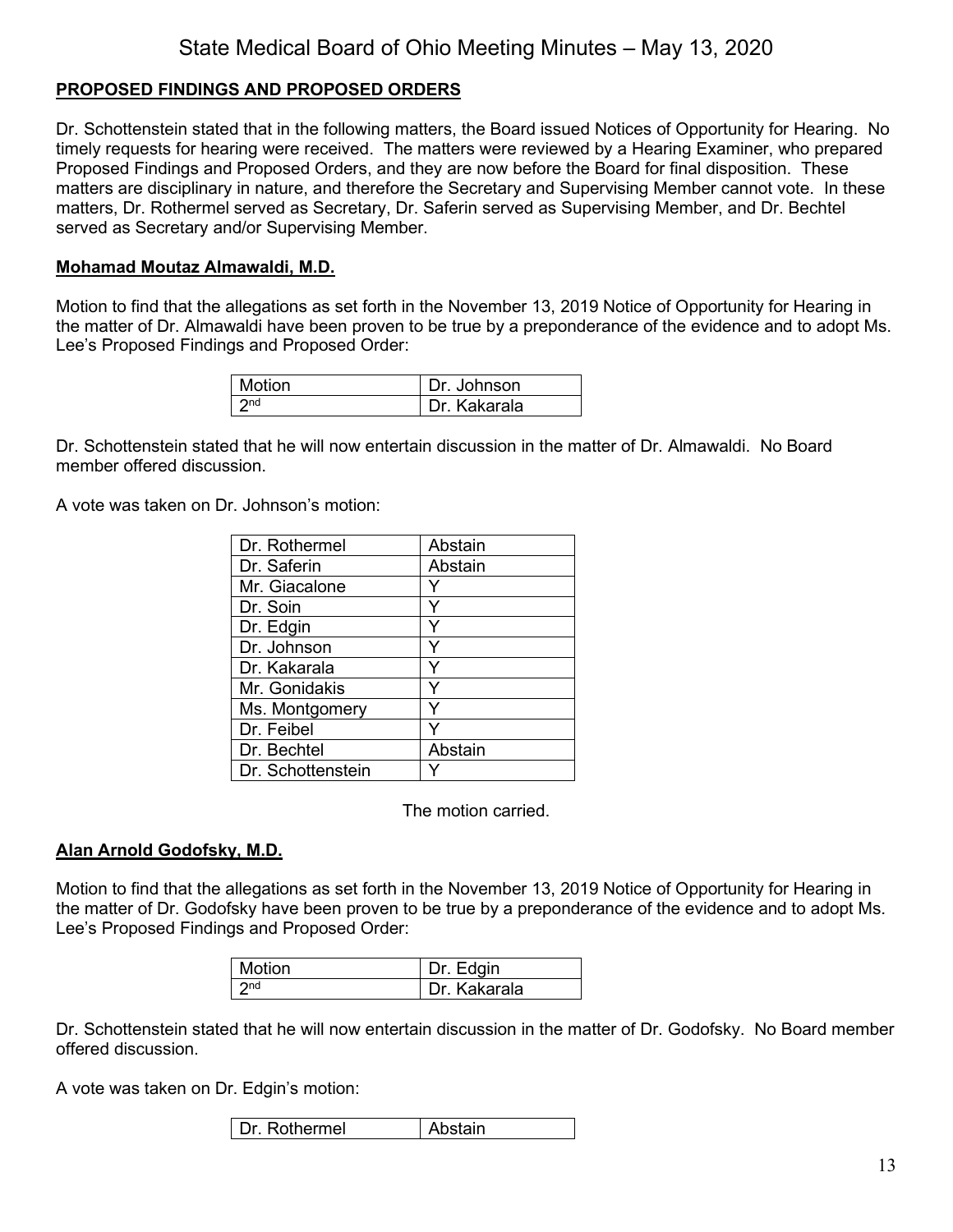## PROPOSED FINDINGS AND PROPOSED ORDERS

Dr. Schottenstein stated that in the following matters, the Board issued Notices of Opportunity for Hearing. No timely requests for hearing were received. The matters were reviewed by a Hearing Examiner, who prepared Proposed Findings and Proposed Orders, and they are now before the Board for final disposition. These matters are disciplinary in nature, and therefore the Secretary and Supervising Member cannot vote. In these matters, Dr. Rothermel served as Secretary, Dr. Saferin served as Supervising Member, and Dr. Bechtel served as Secretary and/or Supervising Member.

### Mohamad Moutaz Almawaldi, M.D.

Motion to find that the allegations as set forth in the November 13, 2019 Notice of Opportunity for Hearing in the matter of Dr. Almawaldi have been proven to be true by a preponderance of the evidence and to adopt Ms. Lee's Proposed Findings and Proposed Order:

| Motion | Dr. Johnson |
|---|---|
| 2nd | Dr. Kakarala |

Dr. Schottenstein stated that he will now entertain discussion in the matter of Dr. Almawaldi. No Board member offered discussion.

A vote was taken on Dr. Johnson's motion:

| Dr. Rothermel | Abstain |
|---|---|
| Dr. Saferin | Abstain |
| Mr. Giacalone | Y |
| Dr. Soin | Y |
| Dr. Edgin | Y |
| Dr. Johnson | Y |
| Dr. Kakarala | Y |
| Mr. Gonidakis | Y |
| Ms. Montgomery | Y |
| Dr. Feibel | Y |
| Dr. Bechtel | Abstain |
| Dr. Schottenstein | Y |

The motion carried.

### Alan Arnold Godofsky, M.D.

Motion to find that the allegations as set forth in the November 13, 2019 Notice of Opportunity for Hearing in the matter of Dr. Godofsky have been proven to be true by a preponderance of the evidence and to adopt Ms. Lee's Proposed Findings and Proposed Order:

| Motion | Dr. Edgin |
|---|---|
| 2nd | Dr. Kakarala |

Dr. Schottenstein stated that he will now entertain discussion in the matter of Dr. Godofsky. No Board member offered discussion.

A vote was taken on Dr. Edgin's motion:

| Dr. Rothermel | Abstain |
|---|---|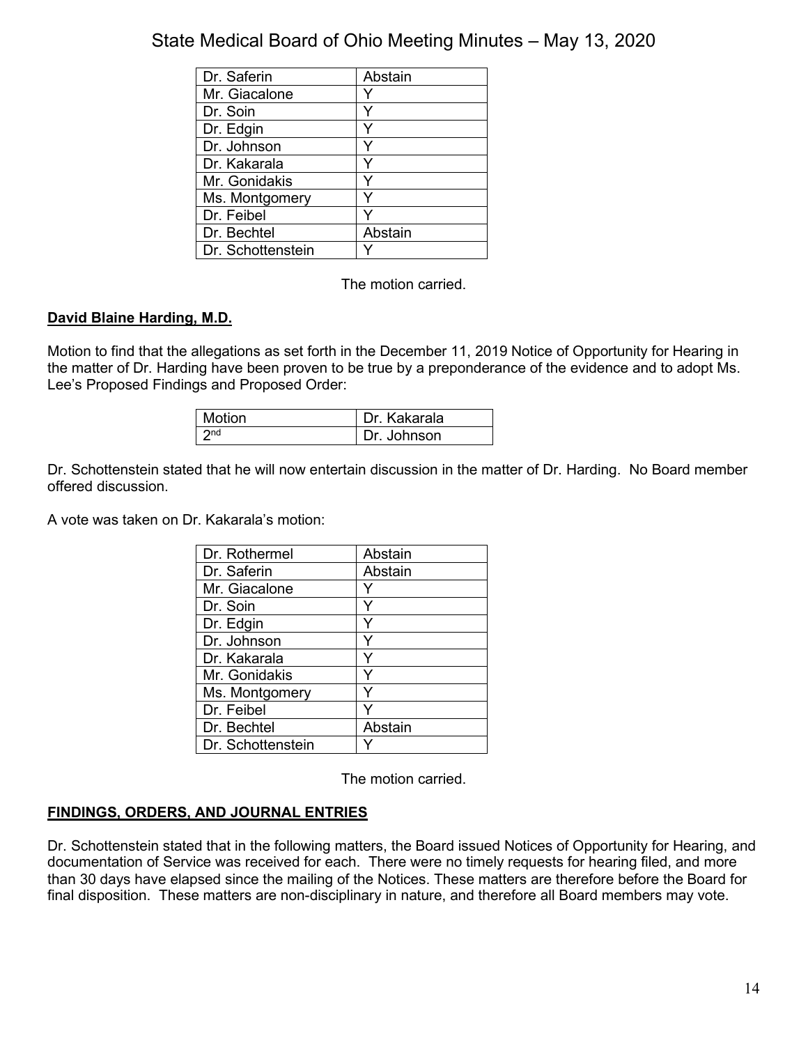| | |
|---|---|
| Dr. Saferin | Abstain |
| Mr. Giacalone | Y |
| Dr. Soin | Y |
| Dr. Edgin | Y |
| Dr. Johnson | Y |
| Dr. Kakarala | Y |
| Mr. Gonidakis | Y |
| Ms. Montgomery | Y |
| Dr. Feibel | Y |
| Dr. Bechtel | Abstain |
| Dr. Schottenstein | Y |

The motion carried.

**David Blaine Harding, M.D.**

Motion to find that the allegations as set forth in the December 11, 2019 Notice of Opportunity for Hearing in the matter of Dr. Harding have been proven to be true by a preponderance of the evidence and to adopt Ms. Lee's Proposed Findings and Proposed Order:

| | |
|---|---|
| Motion | Dr. Kakarala |
| 2nd | Dr. Johnson |

Dr. Schottenstein stated that he will now entertain discussion in the matter of Dr. Harding. No Board member offered discussion.

A vote was taken on Dr. Kakarala's motion:

| | |
|---|---|
| Dr. Rothermel | Abstain |
| Dr. Saferin | Abstain |
| Mr. Giacalone | Y |
| Dr. Soin | Y |
| Dr. Edgin | Y |
| Dr. Johnson | Y |
| Dr. Kakarala | Y |
| Mr. Gonidakis | Y |
| Ms. Montgomery | Y |
| Dr. Feibel | Y |
| Dr. Bechtel | Abstain |
| Dr. Schottenstein | Y |

The motion carried.

**FINDINGS, ORDERS, AND JOURNAL ENTRIES**

Dr. Schottenstein stated that in the following matters, the Board issued Notices of Opportunity for Hearing, and documentation of Service was received for each. There were no timely requests for hearing filed, and more than 30 days have elapsed since the mailing of the Notices. These matters are therefore before the Board for final disposition. These matters are non-disciplinary in nature, and therefore all Board members may vote.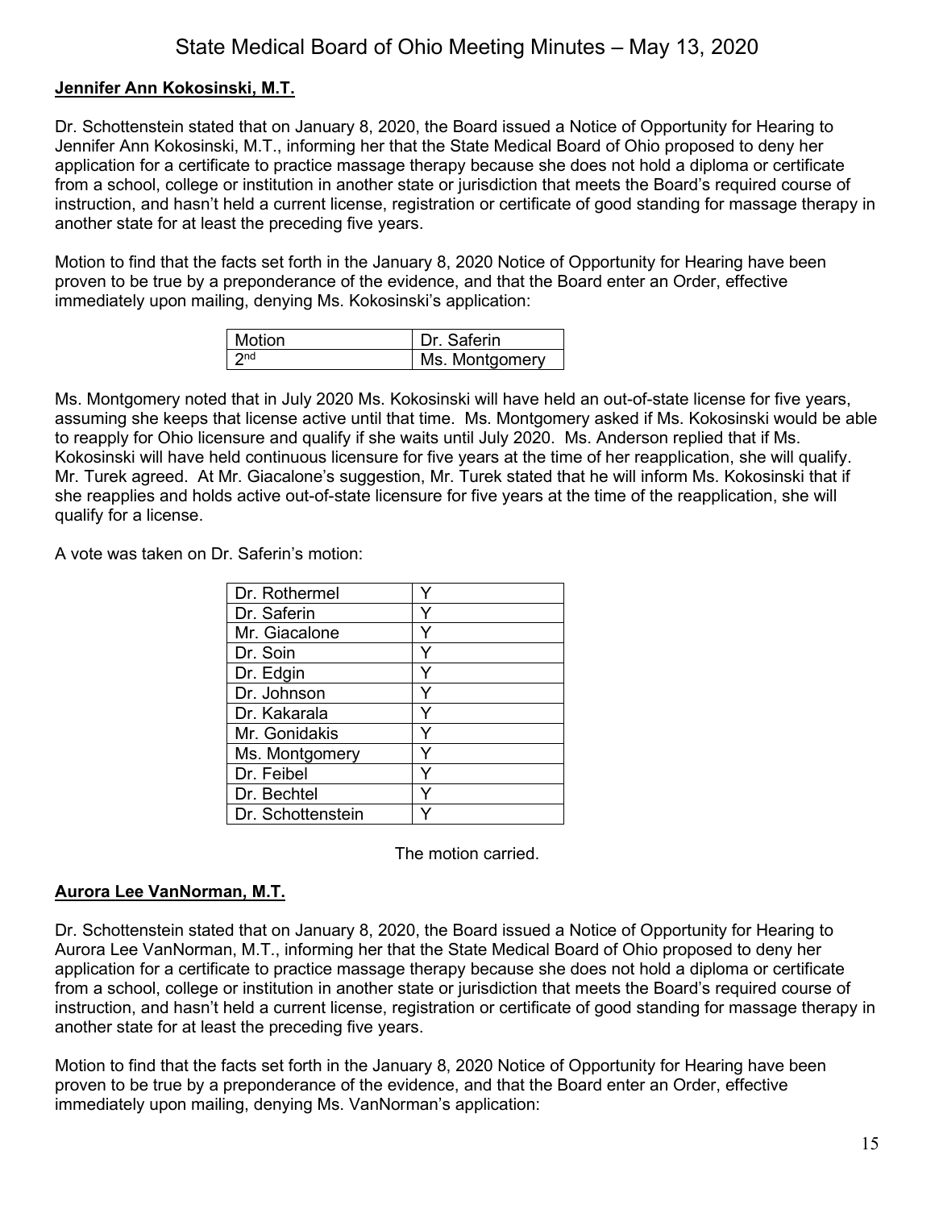**Jennifer Ann Kokosinski, M.T.**

Dr. Schottenstein stated that on January 8, 2020, the Board issued a Notice of Opportunity for Hearing to Jennifer Ann Kokosinski, M.T., informing her that the State Medical Board of Ohio proposed to deny her application for a certificate to practice massage therapy because she does not hold a diploma or certificate from a school, college or institution in another state or jurisdiction that meets the Board's required course of instruction, and hasn't held a current license, registration or certificate of good standing for massage therapy in another state for at least the preceding five years.

Motion to find that the facts set forth in the January 8, 2020 Notice of Opportunity for Hearing have been proven to be true by a preponderance of the evidence, and that the Board enter an Order, effective immediately upon mailing, denying Ms. Kokosinski's application:

| Motion | Dr. Saferin |
|---|---|
| 2nd | Ms. Montgomery |

Ms. Montgomery noted that in July 2020 Ms. Kokosinski will have held an out-of-state license for five years, assuming she keeps that license active until that time. Ms. Montgomery asked if Ms. Kokosinski would be able to reapply for Ohio licensure and qualify if she waits until July 2020. Ms. Anderson replied that if Ms. Kokosinski will have held continuous licensure for five years at the time of her reapplication, she will qualify. Mr. Turek agreed. At Mr. Giacalone's suggestion, Mr. Turek stated that he will inform Ms. Kokosinski that if she reapplies and holds active out-of-state licensure for five years at the time of the reapplication, she will qualify for a license.

A vote was taken on Dr. Saferin's motion:

| | |
|---|---|
| Dr. Rothermel | Y |
| Dr. Saferin | Y |
| Mr. Giacalone | Y |
| Dr. Soin | Y |
| Dr. Edgin | Y |
| Dr. Johnson | Y |
| Dr. Kakarala | Y |
| Mr. Gonidakis | Y |
| Ms. Montgomery | Y |
| Dr. Feibel | Y |
| Dr. Bechtel | Y |
| Dr. Schottenstein | Y |

The motion carried.

**Aurora Lee VanNorman, M.T.**

Dr. Schottenstein stated that on January 8, 2020, the Board issued a Notice of Opportunity for Hearing to Aurora Lee VanNorman, M.T., informing her that the State Medical Board of Ohio proposed to deny her application for a certificate to practice massage therapy because she does not hold a diploma or certificate from a school, college or institution in another state or jurisdiction that meets the Board's required course of instruction, and hasn't held a current license, registration or certificate of good standing for massage therapy in another state for at least the preceding five years.

Motion to find that the facts set forth in the January 8, 2020 Notice of Opportunity for Hearing have been proven to be true by a preponderance of the evidence, and that the Board enter an Order, effective immediately upon mailing, denying Ms. VanNorman's application: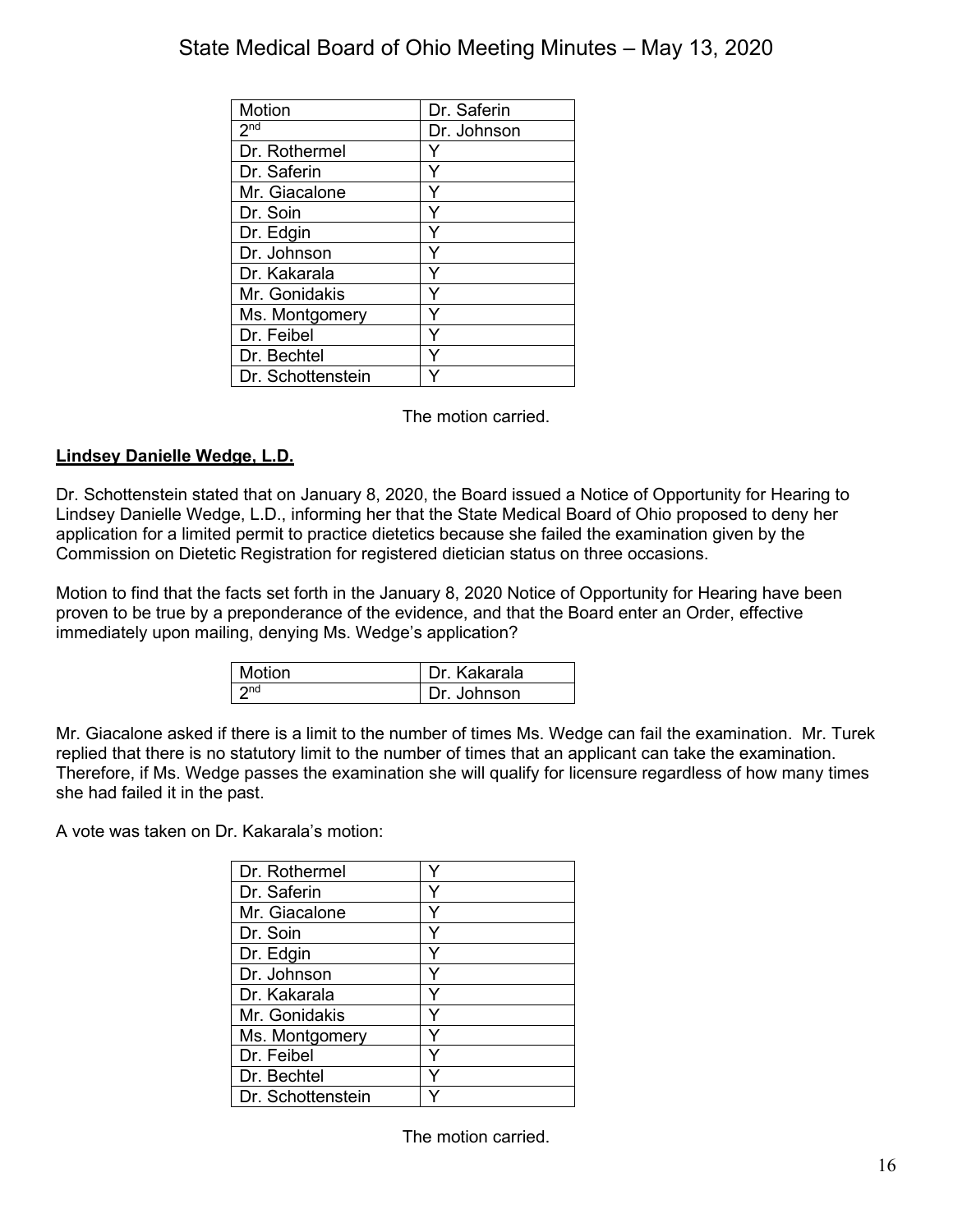| Motion | Dr. Saferin |
|---|---|
| 2nd | Dr. Johnson |
| Dr. Rothermel | Y |
| Dr. Saferin | Y |
| Mr. Giacalone | Y |
| Dr. Soin | Y |
| Dr. Edgin | Y |
| Dr. Johnson | Y |
| Dr. Kakarala | Y |
| Mr. Gonidakis | Y |
| Ms. Montgomery | Y |
| Dr. Feibel | Y |
| Dr. Bechtel | Y |
| Dr. Schottenstein | Y |

The motion carried.

**Lindsey Danielle Wedge, L.D.**

Dr. Schottenstein stated that on January 8, 2020, the Board issued a Notice of Opportunity for Hearing to Lindsey Danielle Wedge, L.D., informing her that the State Medical Board of Ohio proposed to deny her application for a limited permit to practice dietetics because she failed the examination given by the Commission on Dietetic Registration for registered dietician status on three occasions.

Motion to find that the facts set forth in the January 8, 2020 Notice of Opportunity for Hearing have been proven to be true by a preponderance of the evidence, and that the Board enter an Order, effective immediately upon mailing, denying Ms. Wedge's application?

| Motion | Dr. Kakarala |
|---|---|
| 2nd | Dr. Johnson |

Mr. Giacalone asked if there is a limit to the number of times Ms. Wedge can fail the examination. Mr. Turek replied that there is no statutory limit to the number of times that an applicant can take the examination. Therefore, if Ms. Wedge passes the examination she will qualify for licensure regardless of how many times she had failed it in the past.

A vote was taken on Dr. Kakarala's motion:

| | |
|---|---|
| Dr. Rothermel | Y |
| Dr. Saferin | Y |
| Mr. Giacalone | Y |
| Dr. Soin | Y |
| Dr. Edgin | Y |
| Dr. Johnson | Y |
| Dr. Kakarala | Y |
| Mr. Gonidakis | Y |
| Ms. Montgomery | Y |
| Dr. Feibel | Y |
| Dr. Bechtel | Y |
| Dr. Schottenstein | Y |

The motion carried.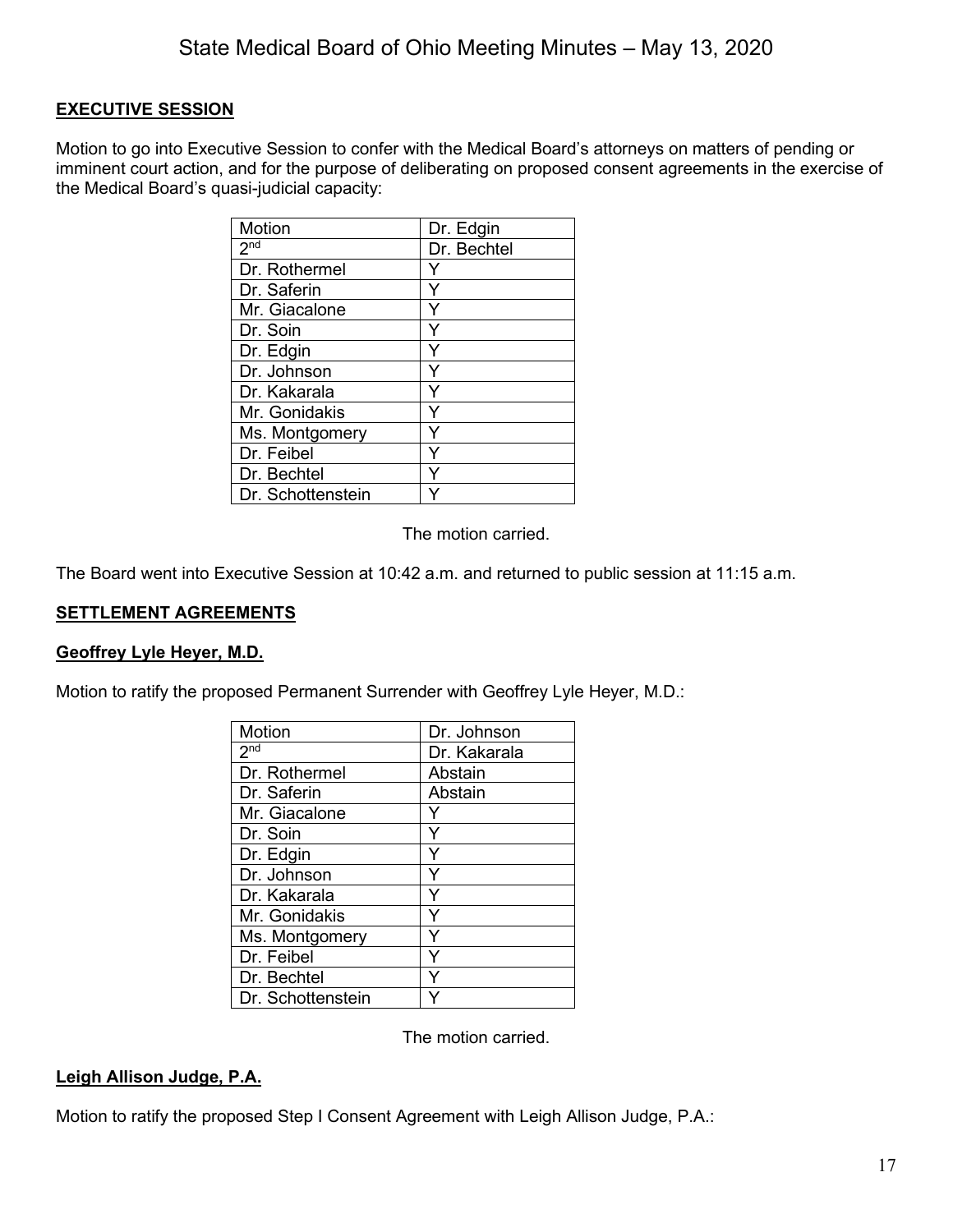## EXECUTIVE SESSION

Motion to go into Executive Session to confer with the Medical Board's attorneys on matters of pending or imminent court action, and for the purpose of deliberating on proposed consent agreements in the exercise of the Medical Board's quasi-judicial capacity:

| Motion | Dr. Edgin |
|---|---|
| 2nd | Dr. Bechtel |
| Dr. Rothermel | Y |
| Dr. Saferin | Y |
| Mr. Giacalone | Y |
| Dr. Soin | Y |
| Dr. Edgin | Y |
| Dr. Johnson | Y |
| Dr. Kakarala | Y |
| Mr. Gonidakis | Y |
| Ms. Montgomery | Y |
| Dr. Feibel | Y |
| Dr. Bechtel | Y |
| Dr. Schottenstein | Y |

The motion carried.

The Board went into Executive Session at 10:42 a.m. and returned to public session at 11:15 a.m.

## SETTLEMENT AGREEMENTS

### Geoffrey Lyle Heyer, M.D.

Motion to ratify the proposed Permanent Surrender with Geoffrey Lyle Heyer, M.D.:

| Motion | Dr. Johnson |
|---|---|
| 2nd | Dr. Kakarala |
| Dr. Rothermel | Abstain |
| Dr. Saferin | Abstain |
| Mr. Giacalone | Y |
| Dr. Soin | Y |
| Dr. Edgin | Y |
| Dr. Johnson | Y |
| Dr. Kakarala | Y |
| Mr. Gonidakis | Y |
| Ms. Montgomery | Y |
| Dr. Feibel | Y |
| Dr. Bechtel | Y |
| Dr. Schottenstein | Y |

The motion carried.

### Leigh Allison Judge, P.A.

Motion to ratify the proposed Step I Consent Agreement with Leigh Allison Judge, P.A.: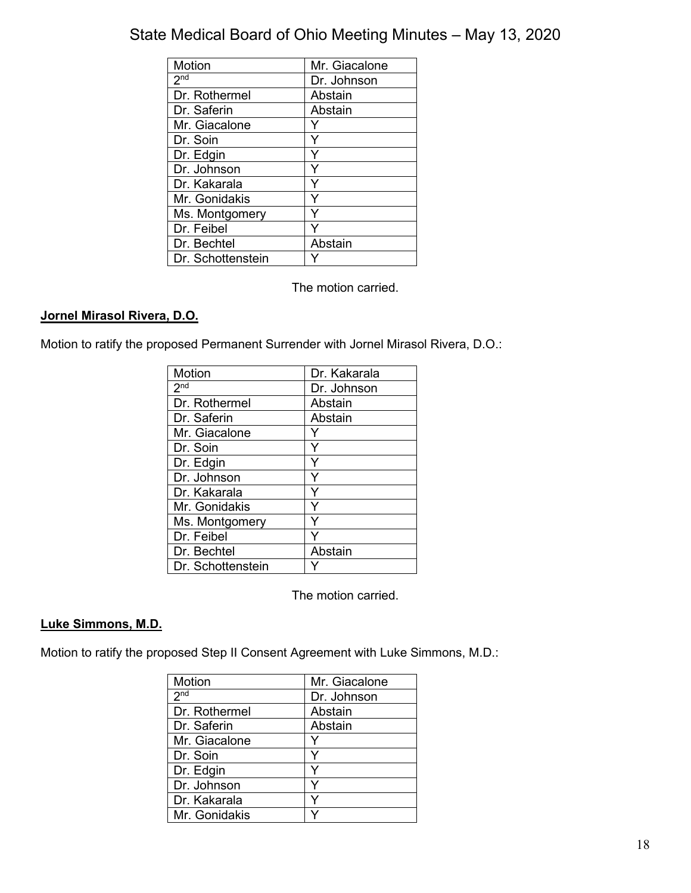| Motion | Mr. Giacalone |
|---|---|
| 2nd | Dr. Johnson |
| Dr. Rothermel | Abstain |
| Dr. Saferin | Abstain |
| Mr. Giacalone | Y |
| Dr. Soin | Y |
| Dr. Edgin | Y |
| Dr. Johnson | Y |
| Dr. Kakarala | Y |
| Mr. Gonidakis | Y |
| Ms. Montgomery | Y |
| Dr. Feibel | Y |
| Dr. Bechtel | Abstain |
| Dr. Schottenstein | Y |

The motion carried.

**Jornel Mirasol Rivera, D.O.**

Motion to ratify the proposed Permanent Surrender with Jornel Mirasol Rivera, D.O.:

| Motion | Dr. Kakarala |
|---|---|
| 2nd | Dr. Johnson |
| Dr. Rothermel | Abstain |
| Dr. Saferin | Abstain |
| Mr. Giacalone | Y |
| Dr. Soin | Y |
| Dr. Edgin | Y |
| Dr. Johnson | Y |
| Dr. Kakarala | Y |
| Mr. Gonidakis | Y |
| Ms. Montgomery | Y |
| Dr. Feibel | Y |
| Dr. Bechtel | Abstain |
| Dr. Schottenstein | Y |

The motion carried.

**Luke Simmons, M.D.**

Motion to ratify the proposed Step II Consent Agreement with Luke Simmons, M.D.:

| Motion | Mr. Giacalone |
|---|---|
| 2nd | Dr. Johnson |
| Dr. Rothermel | Abstain |
| Dr. Saferin | Abstain |
| Mr. Giacalone | Y |
| Dr. Soin | Y |
| Dr. Edgin | Y |
| Dr. Johnson | Y |
| Dr. Kakarala | Y |
| Mr. Gonidakis | Y |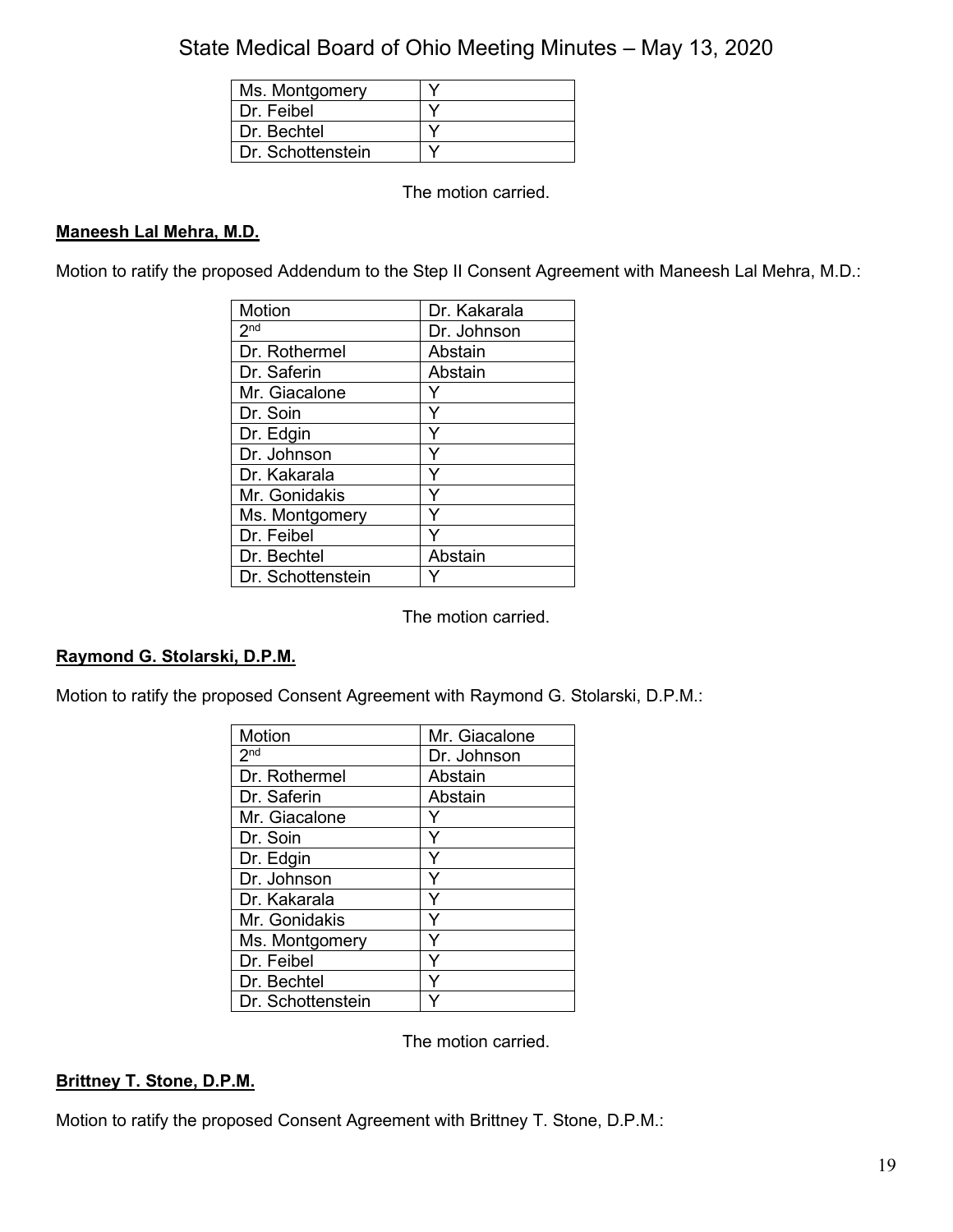| Ms. Montgomery | Y |
|---|---|
| Dr. Feibel | Y |
| Dr. Bechtel | Y |
| Dr. Schottenstein | Y |

The motion carried.

**Maneesh Lal Mehra, M.D.**

Motion to ratify the proposed Addendum to the Step II Consent Agreement with Maneesh Lal Mehra, M.D.:

| Motion | Dr. Kakarala |
|---|---|
| 2nd | Dr. Johnson |
| Dr. Rothermel | Abstain |
| Dr. Saferin | Abstain |
| Mr. Giacalone | Y |
| Dr. Soin | Y |
| Dr. Edgin | Y |
| Dr. Johnson | Y |
| Dr. Kakarala | Y |
| Mr. Gonidakis | Y |
| Ms. Montgomery | Y |
| Dr. Feibel | Y |
| Dr. Bechtel | Abstain |
| Dr. Schottenstein | Y |

The motion carried.

**Raymond G. Stolarski, D.P.M.**

Motion to ratify the proposed Consent Agreement with Raymond G. Stolarski, D.P.M.:

| Motion | Mr. Giacalone |
|---|---|
| 2nd | Dr. Johnson |
| Dr. Rothermel | Abstain |
| Dr. Saferin | Abstain |
| Mr. Giacalone | Y |
| Dr. Soin | Y |
| Dr. Edgin | Y |
| Dr. Johnson | Y |
| Dr. Kakarala | Y |
| Mr. Gonidakis | Y |
| Ms. Montgomery | Y |
| Dr. Feibel | Y |
| Dr. Bechtel | Y |
| Dr. Schottenstein | Y |

The motion carried.

**Brittney T. Stone, D.P.M.**

Motion to ratify the proposed Consent Agreement with Brittney T. Stone, D.P.M.: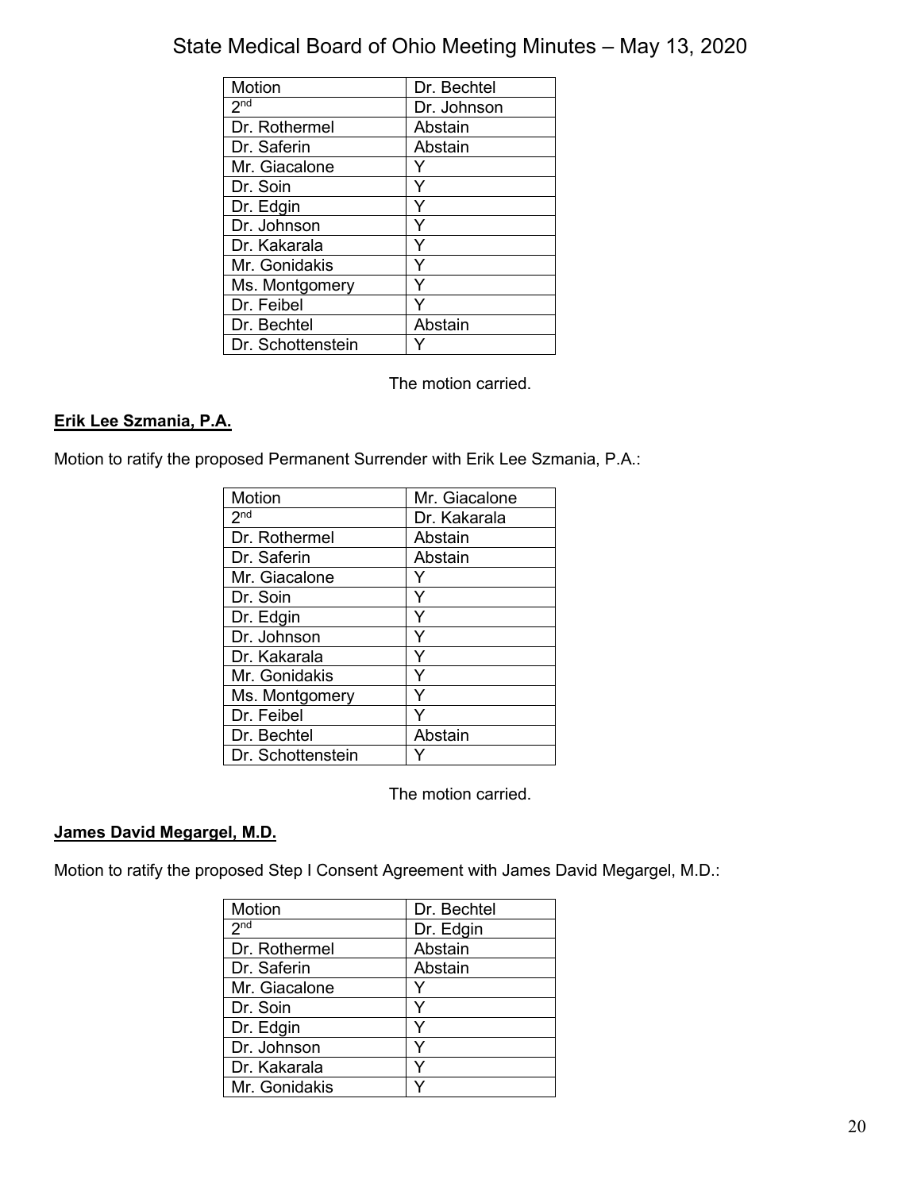| Motion | Dr. Bechtel |
|---|---|
| 2nd | Dr. Johnson |
| Dr. Rothermel | Abstain |
| Dr. Saferin | Abstain |
| Mr. Giacalone | Y |
| Dr. Soin | Y |
| Dr. Edgin | Y |
| Dr. Johnson | Y |
| Dr. Kakarala | Y |
| Mr. Gonidakis | Y |
| Ms. Montgomery | Y |
| Dr. Feibel | Y |
| Dr. Bechtel | Abstain |
| Dr. Schottenstein | Y |

The motion carried.

**Erik Lee Szmania, P.A.**

Motion to ratify the proposed Permanent Surrender with Erik Lee Szmania, P.A.:

| Motion | Mr. Giacalone |
|---|---|
| 2nd | Dr. Kakarala |
| Dr. Rothermel | Abstain |
| Dr. Saferin | Abstain |
| Mr. Giacalone | Y |
| Dr. Soin | Y |
| Dr. Edgin | Y |
| Dr. Johnson | Y |
| Dr. Kakarala | Y |
| Mr. Gonidakis | Y |
| Ms. Montgomery | Y |
| Dr. Feibel | Y |
| Dr. Bechtel | Abstain |
| Dr. Schottenstein | Y |

The motion carried.

**James David Megargel, M.D.**

Motion to ratify the proposed Step I Consent Agreement with James David Megargel, M.D.:

| Motion | Dr. Bechtel |
|---|---|
| 2nd | Dr. Edgin |
| Dr. Rothermel | Abstain |
| Dr. Saferin | Abstain |
| Mr. Giacalone | Y |
| Dr. Soin | Y |
| Dr. Edgin | Y |
| Dr. Johnson | Y |
| Dr. Kakarala | Y |
| Mr. Gonidakis | Y |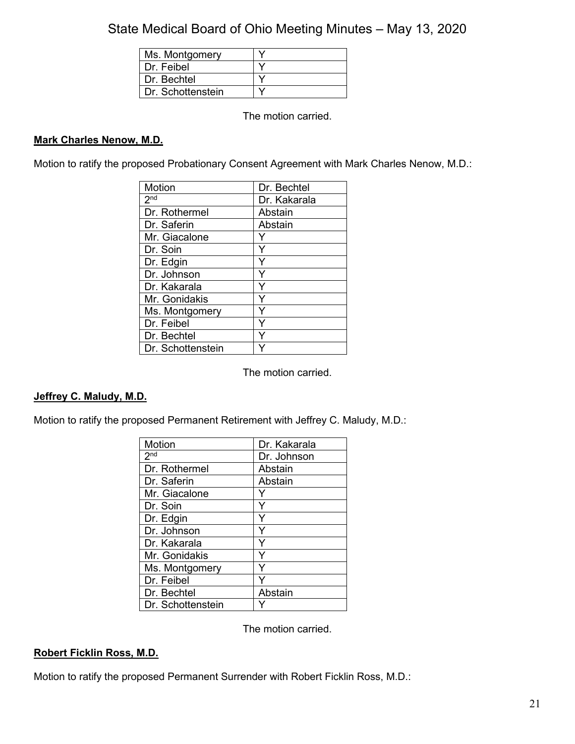| | |
|---|---|
| Ms. Montgomery | Y |
| Dr. Feibel | Y |
| Dr. Bechtel | Y |
| Dr. Schottenstein | Y |

The motion carried.

**Mark Charles Nenow, M.D.**

Motion to ratify the proposed Probationary Consent Agreement with Mark Charles Nenow, M.D.:

| Motion | Dr. Bechtel |
|---|---|
| 2nd | Dr. Kakarala |
| Dr. Rothermel | Abstain |
| Dr. Saferin | Abstain |
| Mr. Giacalone | Y |
| Dr. Soin | Y |
| Dr. Edgin | Y |
| Dr. Johnson | Y |
| Dr. Kakarala | Y |
| Mr. Gonidakis | Y |
| Ms. Montgomery | Y |
| Dr. Feibel | Y |
| Dr. Bechtel | Y |
| Dr. Schottenstein | Y |

The motion carried.

**Jeffrey C. Maludy, M.D.**

Motion to ratify the proposed Permanent Retirement with Jeffrey C. Maludy, M.D.:

| Motion | Dr. Kakarala |
|---|---|
| 2nd | Dr. Johnson |
| Dr. Rothermel | Abstain |
| Dr. Saferin | Abstain |
| Mr. Giacalone | Y |
| Dr. Soin | Y |
| Dr. Edgin | Y |
| Dr. Johnson | Y |
| Dr. Kakarala | Y |
| Mr. Gonidakis | Y |
| Ms. Montgomery | Y |
| Dr. Feibel | Y |
| Dr. Bechtel | Abstain |
| Dr. Schottenstein | Y |

The motion carried.

**Robert Ficklin Ross, M.D.**

Motion to ratify the proposed Permanent Surrender with Robert Ficklin Ross, M.D.: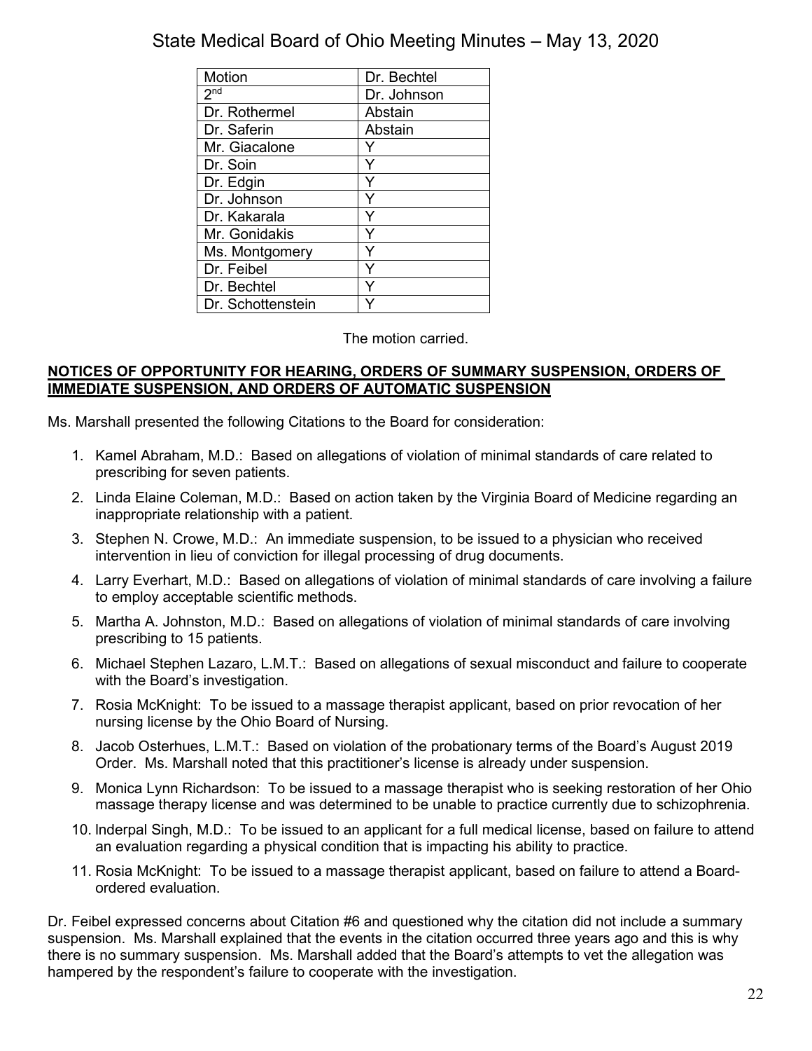| Motion | Dr. Bechtel |
| --- | --- |
| 2nd | Dr. Johnson |
| Dr. Rothermel | Abstain |
| Dr. Saferin | Abstain |
| Mr. Giacalone | Y |
| Dr. Soin | Y |
| Dr. Edgin | Y |
| Dr. Johnson | Y |
| Dr. Kakarala | Y |
| Mr. Gonidakis | Y |
| Ms. Montgomery | Y |
| Dr. Feibel | Y |
| Dr. Bechtel | Y |
| Dr. Schottenstein | Y |

The motion carried.

**NOTICES OF OPPORTUNITY FOR HEARING, ORDERS OF SUMMARY SUSPENSION, ORDERS OF IMMEDIATE SUSPENSION, AND ORDERS OF AUTOMATIC SUSPENSION**

Ms. Marshall presented the following Citations to the Board for consideration:

1. Kamel Abraham, M.D.: Based on allegations of violation of minimal standards of care related to prescribing for seven patients.
2. Linda Elaine Coleman, M.D.: Based on action taken by the Virginia Board of Medicine regarding an inappropriate relationship with a patient.
3. Stephen N. Crowe, M.D.: An immediate suspension, to be issued to a physician who received intervention in lieu of conviction for illegal processing of drug documents.
4. Larry Everhart, M.D.: Based on allegations of violation of minimal standards of care involving a failure to employ acceptable scientific methods.
5. Martha A. Johnston, M.D.: Based on allegations of violation of minimal standards of care involving prescribing to 15 patients.
6. Michael Stephen Lazaro, L.M.T.: Based on allegations of sexual misconduct and failure to cooperate with the Board's investigation.
7. Rosia McKnight: To be issued to a massage therapist applicant, based on prior revocation of her nursing license by the Ohio Board of Nursing.
8. Jacob Osterhues, L.M.T.: Based on violation of the probationary terms of the Board's August 2019 Order. Ms. Marshall noted that this practitioner's license is already under suspension.
9. Monica Lynn Richardson: To be issued to a massage therapist who is seeking restoration of her Ohio massage therapy license and was determined to be unable to practice currently due to schizophrenia.
10. Inderpal Singh, M.D.: To be issued to an applicant for a full medical license, based on failure to attend an evaluation regarding a physical condition that is impacting his ability to practice.
11. Rosia McKnight: To be issued to a massage therapist applicant, based on failure to attend a Board-ordered evaluation.

Dr. Feibel expressed concerns about Citation #6 and questioned why the citation did not include a summary suspension. Ms. Marshall explained that the events in the citation occurred three years ago and this is why there is no summary suspension. Ms. Marshall added that the Board's attempts to vet the allegation was hampered by the respondent's failure to cooperate with the investigation.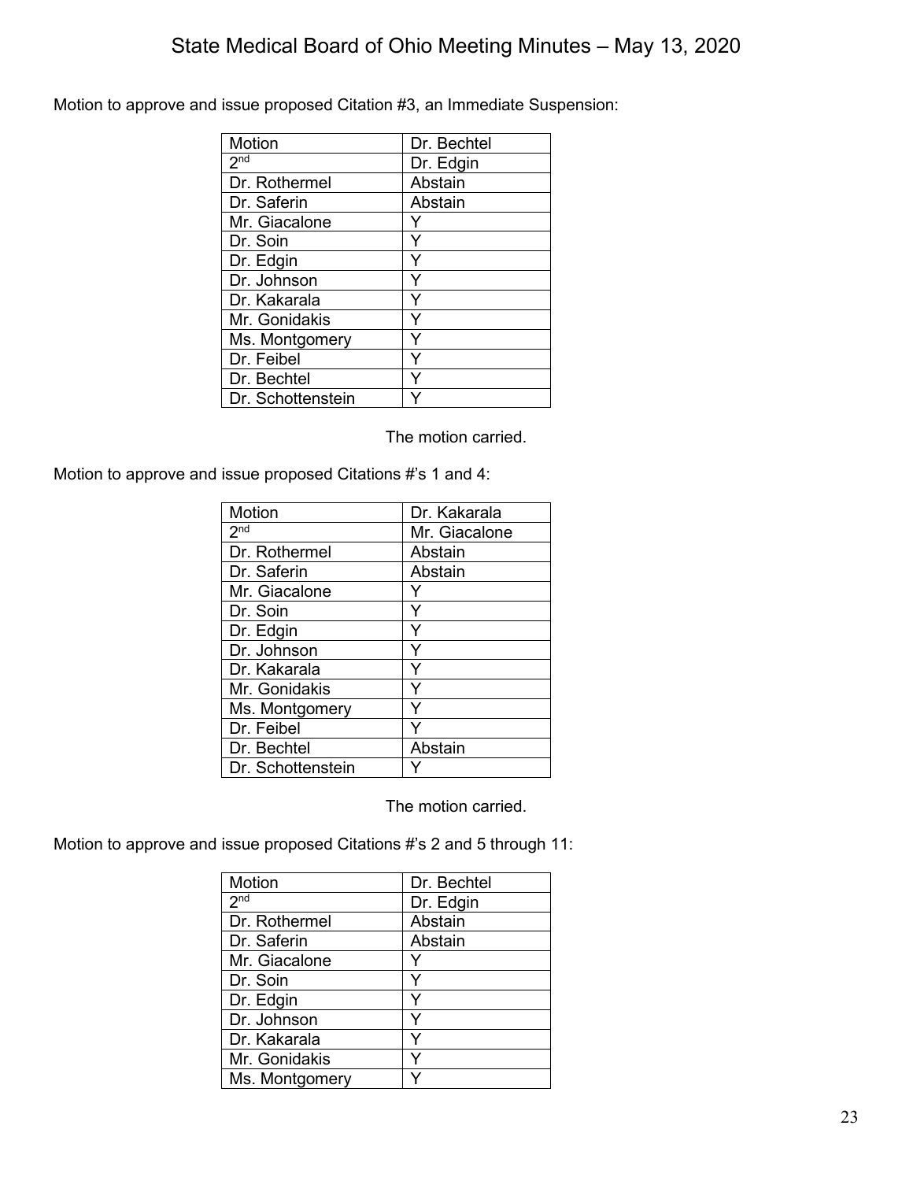Motion to approve and issue proposed Citation #3, an Immediate Suspension:

| Motion | Dr. Bechtel |
|---|---|
| 2nd | Dr. Edgin |
| Dr. Rothermel | Abstain |
| Dr. Saferin | Abstain |
| Mr. Giacalone | Y |
| Dr. Soin | Y |
| Dr. Edgin | Y |
| Dr. Johnson | Y |
| Dr. Kakarala | Y |
| Mr. Gonidakis | Y |
| Ms. Montgomery | Y |
| Dr. Feibel | Y |
| Dr. Bechtel | Y |
| Dr. Schottenstein | Y |

The motion carried.

Motion to approve and issue proposed Citations #'s 1 and 4:

| Motion | Dr. Kakarala |
|---|---|
| 2nd | Mr. Giacalone |
| Dr. Rothermel | Abstain |
| Dr. Saferin | Abstain |
| Mr. Giacalone | Y |
| Dr. Soin | Y |
| Dr. Edgin | Y |
| Dr. Johnson | Y |
| Dr. Kakarala | Y |
| Mr. Gonidakis | Y |
| Ms. Montgomery | Y |
| Dr. Feibel | Y |
| Dr. Bechtel | Abstain |
| Dr. Schottenstein | Y |

The motion carried.

Motion to approve and issue proposed Citations #'s 2 and 5 through 11:

| Motion | Dr. Bechtel |
|---|---|
| 2nd | Dr. Edgin |
| Dr. Rothermel | Abstain |
| Dr. Saferin | Abstain |
| Mr. Giacalone | Y |
| Dr. Soin | Y |
| Dr. Edgin | Y |
| Dr. Johnson | Y |
| Dr. Kakarala | Y |
| Mr. Gonidakis | Y |
| Ms. Montgomery | Y |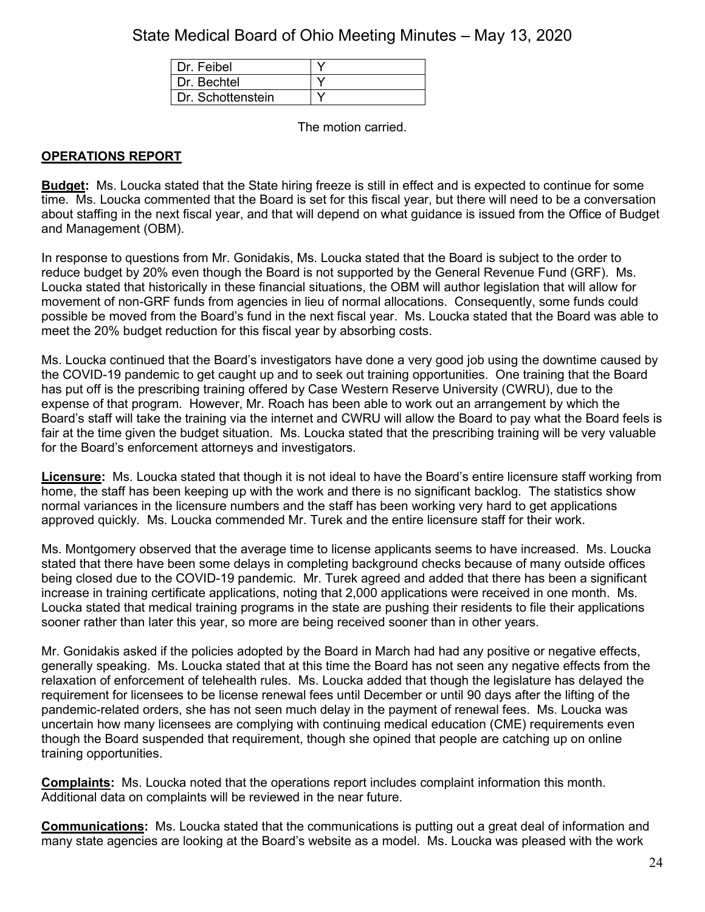| Dr. Feibel | Y |
|---|---|
| Dr. Bechtel | Y |
| Dr. Schottenstein | Y |

The motion carried.

**OPERATIONS REPORT**

**Budget:** Ms. Loucka stated that the State hiring freeze is still in effect and is expected to continue for some time. Ms. Loucka commented that the Board is set for this fiscal year, but there will need to be a conversation about staffing in the next fiscal year, and that will depend on what guidance is issued from the Office of Budget and Management (OBM).

In response to questions from Mr. Gonidakis, Ms. Loucka stated that the Board is subject to the order to reduce budget by 20% even though the Board is not supported by the General Revenue Fund (GRF). Ms. Loucka stated that historically in these financial situations, the OBM will author legislation that will allow for movement of non-GRF funds from agencies in lieu of normal allocations. Consequently, some funds could possible be moved from the Board's fund in the next fiscal year. Ms. Loucka stated that the Board was able to meet the 20% budget reduction for this fiscal year by absorbing costs.

Ms. Loucka continued that the Board's investigators have done a very good job using the downtime caused by the COVID-19 pandemic to get caught up and to seek out training opportunities. One training that the Board has put off is the prescribing training offered by Case Western Reserve University (CWRU), due to the expense of that program. However, Mr. Roach has been able to work out an arrangement by which the Board's staff will take the training via the internet and CWRU will allow the Board to pay what the Board feels is fair at the time given the budget situation. Ms. Loucka stated that the prescribing training will be very valuable for the Board's enforcement attorneys and investigators.

**Licensure:** Ms. Loucka stated that though it is not ideal to have the Board's entire licensure staff working from home, the staff has been keeping up with the work and there is no significant backlog. The statistics show normal variances in the licensure numbers and the staff has been working very hard to get applications approved quickly. Ms. Loucka commended Mr. Turek and the entire licensure staff for their work.

Ms. Montgomery observed that the average time to license applicants seems to have increased. Ms. Loucka stated that there have been some delays in completing background checks because of many outside offices being closed due to the COVID-19 pandemic. Mr. Turek agreed and added that there has been a significant increase in training certificate applications, noting that 2,000 applications were received in one month. Ms. Loucka stated that medical training programs in the state are pushing their residents to file their applications sooner rather than later this year, so more are being received sooner than in other years.

Mr. Gonidakis asked if the policies adopted by the Board in March had had any positive or negative effects, generally speaking. Ms. Loucka stated that at this time the Board has not seen any negative effects from the relaxation of enforcement of telehealth rules. Ms. Loucka added that though the legislature has delayed the requirement for licensees to be license renewal fees until December or until 90 days after the lifting of the pandemic-related orders, she has not seen much delay in the payment of renewal fees. Ms. Loucka was uncertain how many licensees are complying with continuing medical education (CME) requirements even though the Board suspended that requirement, though she opined that people are catching up on online training opportunities.

**Complaints:** Ms. Loucka noted that the operations report includes complaint information this month. Additional data on complaints will be reviewed in the near future.

**Communications:** Ms. Loucka stated that the communications is putting out a great deal of information and many state agencies are looking at the Board's website as a model. Ms. Loucka was pleased with the work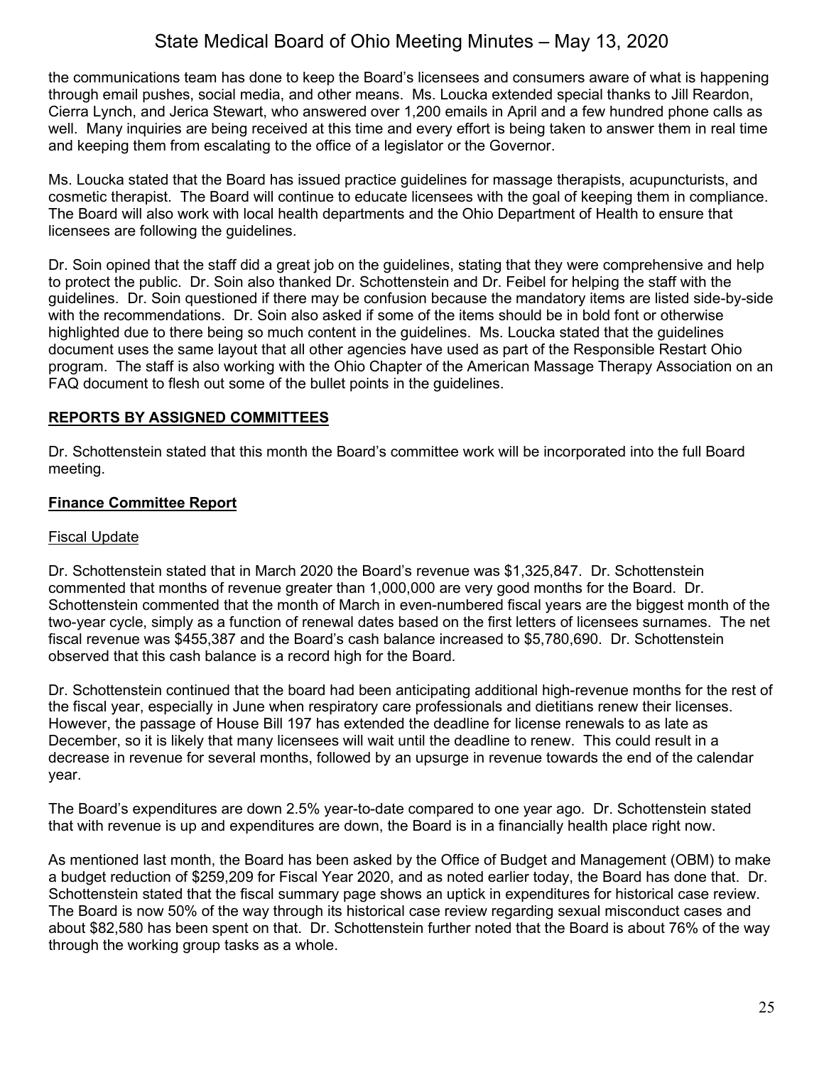the communications team has done to keep the Board's licensees and consumers aware of what is happening through email pushes, social media, and other means. Ms. Loucka extended special thanks to Jill Reardon, Cierra Lynch, and Jerica Stewart, who answered over 1,200 emails in April and a few hundred phone calls as well. Many inquiries are being received at this time and every effort is being taken to answer them in real time and keeping them from escalating to the office of a legislator or the Governor.

Ms. Loucka stated that the Board has issued practice guidelines for massage therapists, acupuncturists, and cosmetic therapist. The Board will continue to educate licensees with the goal of keeping them in compliance. The Board will also work with local health departments and the Ohio Department of Health to ensure that licensees are following the guidelines.

Dr. Soin opined that the staff did a great job on the guidelines, stating that they were comprehensive and help to protect the public. Dr. Soin also thanked Dr. Schottenstein and Dr. Feibel for helping the staff with the guidelines. Dr. Soin questioned if there may be confusion because the mandatory items are listed side-by-side with the recommendations. Dr. Soin also asked if some of the items should be in bold font or otherwise highlighted due to there being so much content in the guidelines. Ms. Loucka stated that the guidelines document uses the same layout that all other agencies have used as part of the Responsible Restart Ohio program. The staff is also working with the Ohio Chapter of the American Massage Therapy Association on an FAQ document to flesh out some of the bullet points in the guidelines.

## REPORTS BY ASSIGNED COMMITTEES

Dr. Schottenstein stated that this month the Board's committee work will be incorporated into the full Board meeting.

## Finance Committee Report

### Fiscal Update

Dr. Schottenstein stated that in March 2020 the Board's revenue was $1,325,847. Dr. Schottenstein commented that months of revenue greater than 1,000,000 are very good months for the Board. Dr. Schottenstein commented that the month of March in even-numbered fiscal years are the biggest month of the two-year cycle, simply as a function of renewal dates based on the first letters of licensees surnames. The net fiscal revenue was $455,387 and the Board's cash balance increased to $5,780,690. Dr. Schottenstein observed that this cash balance is a record high for the Board.

Dr. Schottenstein continued that the board had been anticipating additional high-revenue months for the rest of the fiscal year, especially in June when respiratory care professionals and dietitians renew their licenses. However, the passage of House Bill 197 has extended the deadline for license renewals to as late as December, so it is likely that many licensees will wait until the deadline to renew. This could result in a decrease in revenue for several months, followed by an upsurge in revenue towards the end of the calendar year.

The Board's expenditures are down 2.5% year-to-date compared to one year ago. Dr. Schottenstein stated that with revenue is up and expenditures are down, the Board is in a financially health place right now.

As mentioned last month, the Board has been asked by the Office of Budget and Management (OBM) to make a budget reduction of $259,209 for Fiscal Year 2020, and as noted earlier today, the Board has done that. Dr. Schottenstein stated that the fiscal summary page shows an uptick in expenditures for historical case review. The Board is now 50% of the way through its historical case review regarding sexual misconduct cases and about $82,580 has been spent on that. Dr. Schottenstein further noted that the Board is about 76% of the way through the working group tasks as a whole.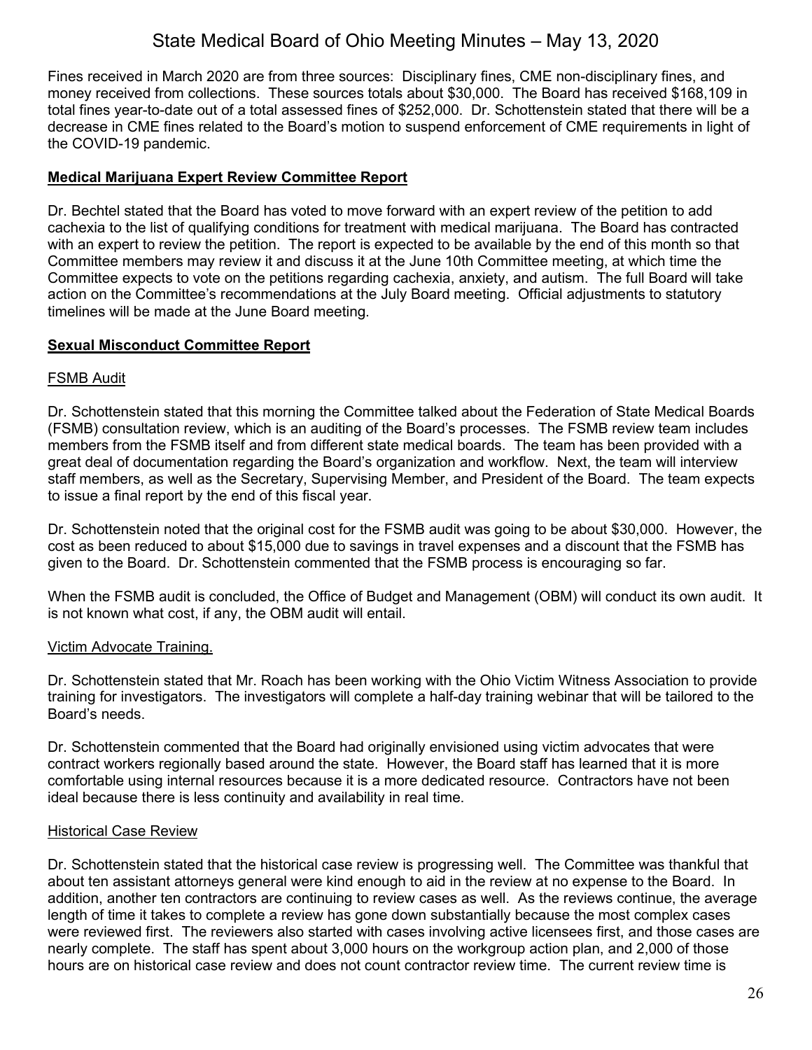Fines received in March 2020 are from three sources: Disciplinary fines, CME non-disciplinary fines, and money received from collections. These sources totals about $30,000. The Board has received $168,109 in total fines year-to-date out of a total assessed fines of $252,000. Dr. Schottenstein stated that there will be a decrease in CME fines related to the Board's motion to suspend enforcement of CME requirements in light of the COVID-19 pandemic.

## Medical Marijuana Expert Review Committee Report

Dr. Bechtel stated that the Board has voted to move forward with an expert review of the petition to add cachexia to the list of qualifying conditions for treatment with medical marijuana. The Board has contracted with an expert to review the petition. The report is expected to be available by the end of this month so that Committee members may review it and discuss it at the June 10th Committee meeting, at which time the Committee expects to vote on the petitions regarding cachexia, anxiety, and autism. The full Board will take action on the Committee's recommendations at the July Board meeting. Official adjustments to statutory timelines will be made at the June Board meeting.

## Sexual Misconduct Committee Report

### FSMB Audit

Dr. Schottenstein stated that this morning the Committee talked about the Federation of State Medical Boards (FSMB) consultation review, which is an auditing of the Board's processes. The FSMB review team includes members from the FSMB itself and from different state medical boards. The team has been provided with a great deal of documentation regarding the Board's organization and workflow. Next, the team will interview staff members, as well as the Secretary, Supervising Member, and President of the Board. The team expects to issue a final report by the end of this fiscal year.

Dr. Schottenstein noted that the original cost for the FSMB audit was going to be about $30,000. However, the cost as been reduced to about $15,000 due to savings in travel expenses and a discount that the FSMB has given to the Board. Dr. Schottenstein commented that the FSMB process is encouraging so far.

When the FSMB audit is concluded, the Office of Budget and Management (OBM) will conduct its own audit. It is not known what cost, if any, the OBM audit will entail.

### Victim Advocate Training.

Dr. Schottenstein stated that Mr. Roach has been working with the Ohio Victim Witness Association to provide training for investigators. The investigators will complete a half-day training webinar that will be tailored to the Board's needs.

Dr. Schottenstein commented that the Board had originally envisioned using victim advocates that were contract workers regionally based around the state. However, the Board staff has learned that it is more comfortable using internal resources because it is a more dedicated resource. Contractors have not been ideal because there is less continuity and availability in real time.

### Historical Case Review

Dr. Schottenstein stated that the historical case review is progressing well. The Committee was thankful that about ten assistant attorneys general were kind enough to aid in the review at no expense to the Board. In addition, another ten contractors are continuing to review cases as well. As the reviews continue, the average length of time it takes to complete a review has gone down substantially because the most complex cases were reviewed first. The reviewers also started with cases involving active licensees first, and those cases are nearly complete. The staff has spent about 3,000 hours on the workgroup action plan, and 2,000 of those hours are on historical case review and does not count contractor review time. The current review time is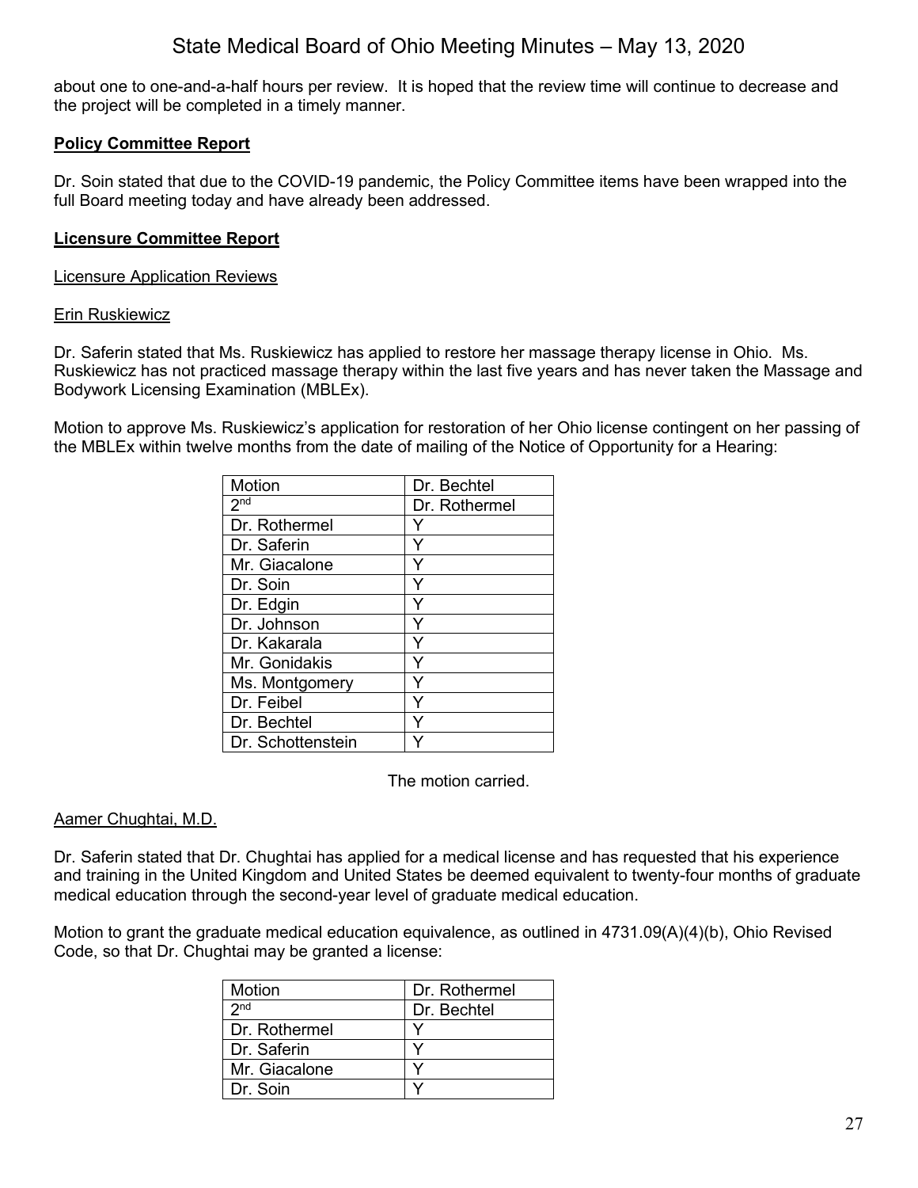about one to one-and-a-half hours per review. It is hoped that the review time will continue to decrease and the project will be completed in a timely manner.

**Policy Committee Report**

Dr. Soin stated that due to the COVID-19 pandemic, the Policy Committee items have been wrapped into the full Board meeting today and have already been addressed.

**Licensure Committee Report**

Licensure Application Reviews

Erin Ruskiewicz

Dr. Saferin stated that Ms. Ruskiewicz has applied to restore her massage therapy license in Ohio. Ms. Ruskiewicz has not practiced massage therapy within the last five years and has never taken the Massage and Bodywork Licensing Examination (MBLEx).

Motion to approve Ms. Ruskiewicz's application for restoration of her Ohio license contingent on her passing of the MBLEx within twelve months from the date of mailing of the Notice of Opportunity for a Hearing:

| Motion | Dr. Bechtel |
|---|---|
| 2nd | Dr. Rothermel |
| Dr. Rothermel | Y |
| Dr. Saferin | Y |
| Mr. Giacalone | Y |
| Dr. Soin | Y |
| Dr. Edgin | Y |
| Dr. Johnson | Y |
| Dr. Kakarala | Y |
| Mr. Gonidakis | Y |
| Ms. Montgomery | Y |
| Dr. Feibel | Y |
| Dr. Bechtel | Y |
| Dr. Schottenstein | Y |

The motion carried.

Aamer Chughtai, M.D.

Dr. Saferin stated that Dr. Chughtai has applied for a medical license and has requested that his experience and training in the United Kingdom and United States be deemed equivalent to twenty-four months of graduate medical education through the second-year level of graduate medical education.

Motion to grant the graduate medical education equivalence, as outlined in 4731.09(A)(4)(b), Ohio Revised Code, so that Dr. Chughtai may be granted a license:

| Motion | Dr. Rothermel |
|---|---|
| 2nd | Dr. Bechtel |
| Dr. Rothermel | Y |
| Dr. Saferin | Y |
| Mr. Giacalone | Y |
| Dr. Soin | Y |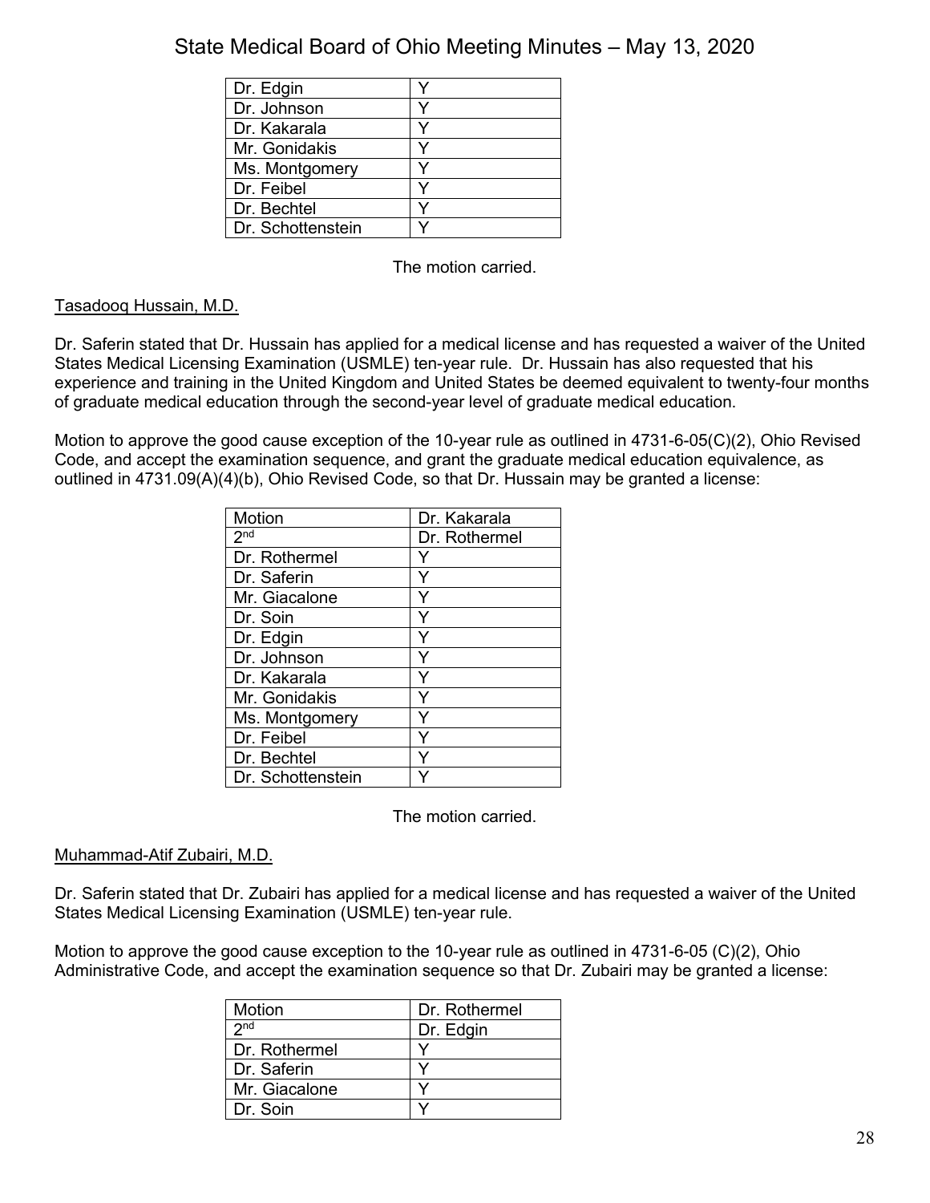| | |
|---|---|
| Dr. Edgin | Y |
| Dr. Johnson | Y |
| Dr. Kakarala | Y |
| Mr. Gonidakis | Y |
| Ms. Montgomery | Y |
| Dr. Feibel | Y |
| Dr. Bechtel | Y |
| Dr. Schottenstein | Y |

The motion carried.

Tasadooq Hussain, M.D.

Dr. Saferin stated that Dr. Hussain has applied for a medical license and has requested a waiver of the United States Medical Licensing Examination (USMLE) ten-year rule. Dr. Hussain has also requested that his experience and training in the United Kingdom and United States be deemed equivalent to twenty-four months of graduate medical education through the second-year level of graduate medical education.

Motion to approve the good cause exception of the 10-year rule as outlined in 4731-6-05(C)(2), Ohio Revised Code, and accept the examination sequence, and grant the graduate medical education equivalence, as outlined in 4731.09(A)(4)(b), Ohio Revised Code, so that Dr. Hussain may be granted a license:

| Motion | Dr. Kakarala |
|---|---|
| 2nd | Dr. Rothermel |
| Dr. Rothermel | Y |
| Dr. Saferin | Y |
| Mr. Giacalone | Y |
| Dr. Soin | Y |
| Dr. Edgin | Y |
| Dr. Johnson | Y |
| Dr. Kakarala | Y |
| Mr. Gonidakis | Y |
| Ms. Montgomery | Y |
| Dr. Feibel | Y |
| Dr. Bechtel | Y |
| Dr. Schottenstein | Y |

The motion carried.

Muhammad-Atif Zubairi, M.D.

Dr. Saferin stated that Dr. Zubairi has applied for a medical license and has requested a waiver of the United States Medical Licensing Examination (USMLE) ten-year rule.

Motion to approve the good cause exception to the 10-year rule as outlined in 4731-6-05 (C)(2), Ohio Administrative Code, and accept the examination sequence so that Dr. Zubairi may be granted a license:

| Motion | Dr. Rothermel |
|---|---|
| 2nd | Dr. Edgin |
| Dr. Rothermel | Y |
| Dr. Saferin | Y |
| Mr. Giacalone | Y |
| Dr. Soin | Y |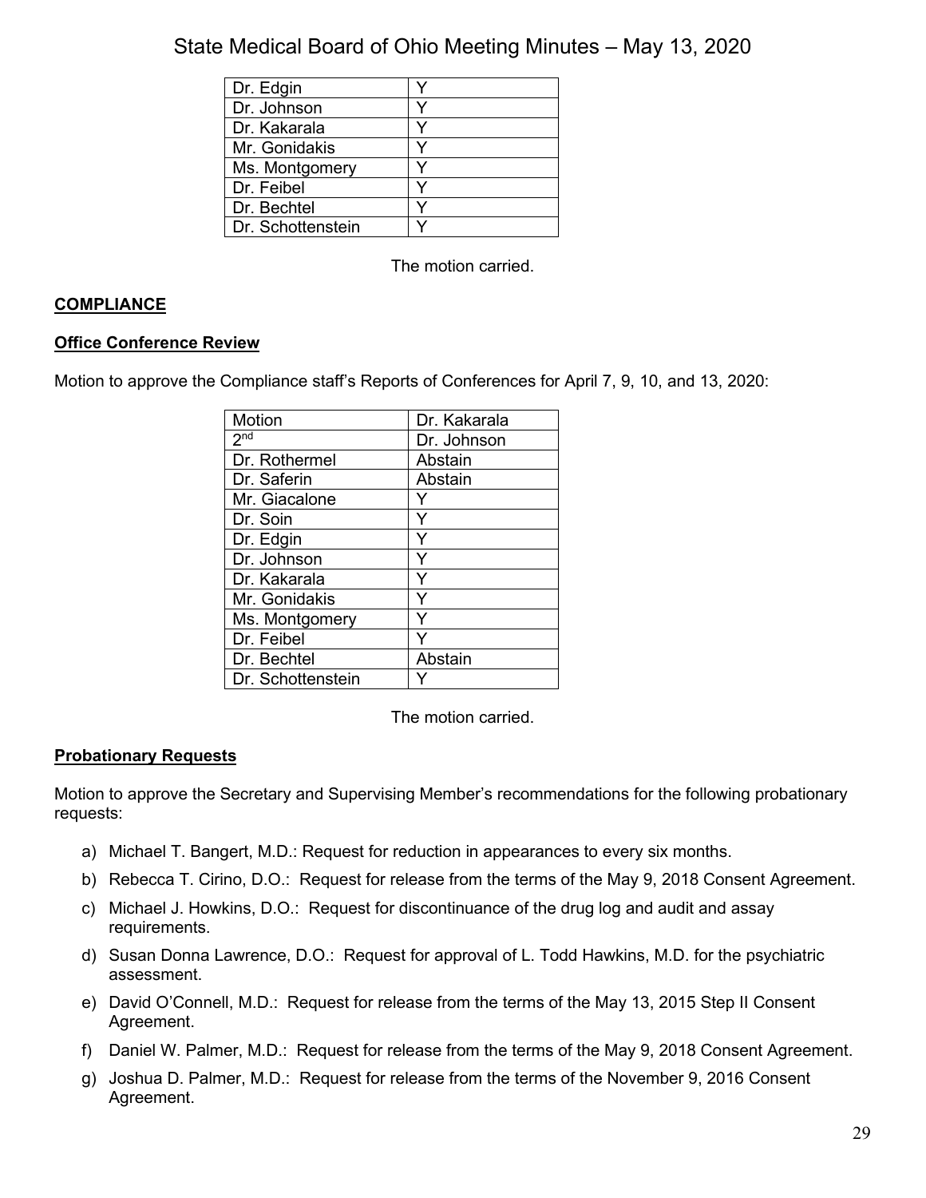| | |
|---|---|
| Dr. Edgin | Y |
| Dr. Johnson | Y |
| Dr. Kakarala | Y |
| Mr. Gonidakis | Y |
| Ms. Montgomery | Y |
| Dr. Feibel | Y |
| Dr. Bechtel | Y |
| Dr. Schottenstein | Y |

The motion carried.

## COMPLIANCE

### Office Conference Review

Motion to approve the Compliance staff's Reports of Conferences for April 7, 9, 10, and 13, 2020:

| Motion | Dr. Kakarala |
|---|---|
| 2nd | Dr. Johnson |
| Dr. Rothermel | Abstain |
| Dr. Saferin | Abstain |
| Mr. Giacalone | Y |
| Dr. Soin | Y |
| Dr. Edgin | Y |
| Dr. Johnson | Y |
| Dr. Kakarala | Y |
| Mr. Gonidakis | Y |
| Ms. Montgomery | Y |
| Dr. Feibel | Y |
| Dr. Bechtel | Abstain |
| Dr. Schottenstein | Y |

The motion carried.

### Probationary Requests

Motion to approve the Secretary and Supervising Member's recommendations for the following probationary requests:

a) Michael T. Bangert, M.D.: Request for reduction in appearances to every six months.

b) Rebecca T. Cirino, D.O.: Request for release from the terms of the May 9, 2018 Consent Agreement.

c) Michael J. Howkins, D.O.: Request for discontinuance of the drug log and audit and assay requirements.

d) Susan Donna Lawrence, D.O.: Request for approval of L. Todd Hawkins, M.D. for the psychiatric assessment.

e) David O'Connell, M.D.: Request for release from the terms of the May 13, 2015 Step II Consent Agreement.

f) Daniel W. Palmer, M.D.: Request for release from the terms of the May 9, 2018 Consent Agreement.

g) Joshua D. Palmer, M.D.: Request for release from the terms of the November 9, 2016 Consent Agreement.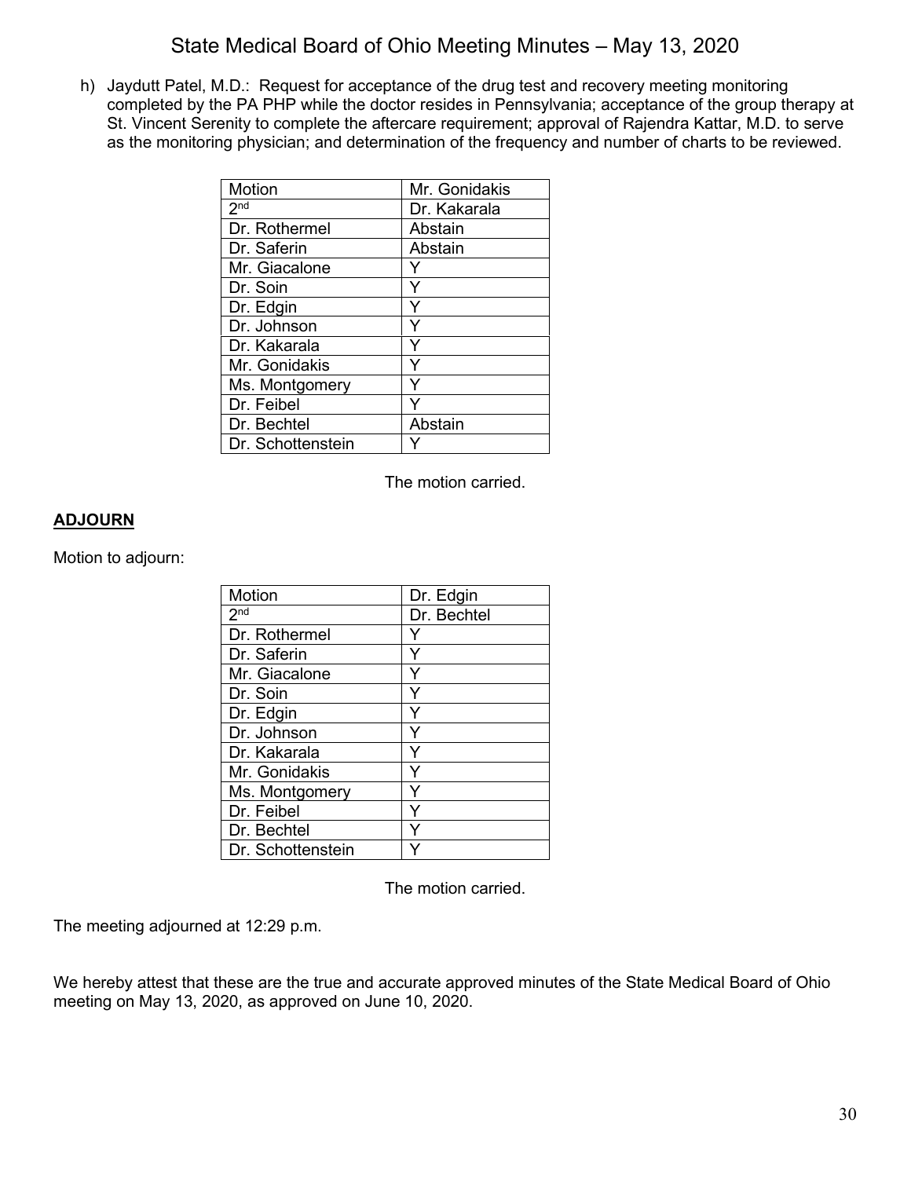h) Jaydutt Patel, M.D.: Request for acceptance of the drug test and recovery meeting monitoring completed by the PA PHP while the doctor resides in Pennsylvania; acceptance of the group therapy at St. Vincent Serenity to complete the aftercare requirement; approval of Rajendra Kattar, M.D. to serve as the monitoring physician; and determination of the frequency and number of charts to be reviewed.

| Motion | Mr. Gonidakis |
|---|---|
| 2nd | Dr. Kakarala |
| Dr. Rothermel | Abstain |
| Dr. Saferin | Abstain |
| Mr. Giacalone | Y |
| Dr. Soin | Y |
| Dr. Edgin | Y |
| Dr. Johnson | Y |
| Dr. Kakarala | Y |
| Mr. Gonidakis | Y |
| Ms. Montgomery | Y |
| Dr. Feibel | Y |
| Dr. Bechtel | Abstain |
| Dr. Schottenstein | Y |

The motion carried.

## ADJOURN

Motion to adjourn:

| Motion | Dr. Edgin |
|---|---|
| 2nd | Dr. Bechtel |
| Dr. Rothermel | Y |
| Dr. Saferin | Y |
| Mr. Giacalone | Y |
| Dr. Soin | Y |
| Dr. Edgin | Y |
| Dr. Johnson | Y |
| Dr. Kakarala | Y |
| Mr. Gonidakis | Y |
| Ms. Montgomery | Y |
| Dr. Feibel | Y |
| Dr. Bechtel | Y |
| Dr. Schottenstein | Y |

The motion carried.

The meeting adjourned at 12:29 p.m.

We hereby attest that these are the true and accurate approved minutes of the State Medical Board of Ohio meeting on May 13, 2020, as approved on June 10, 2020.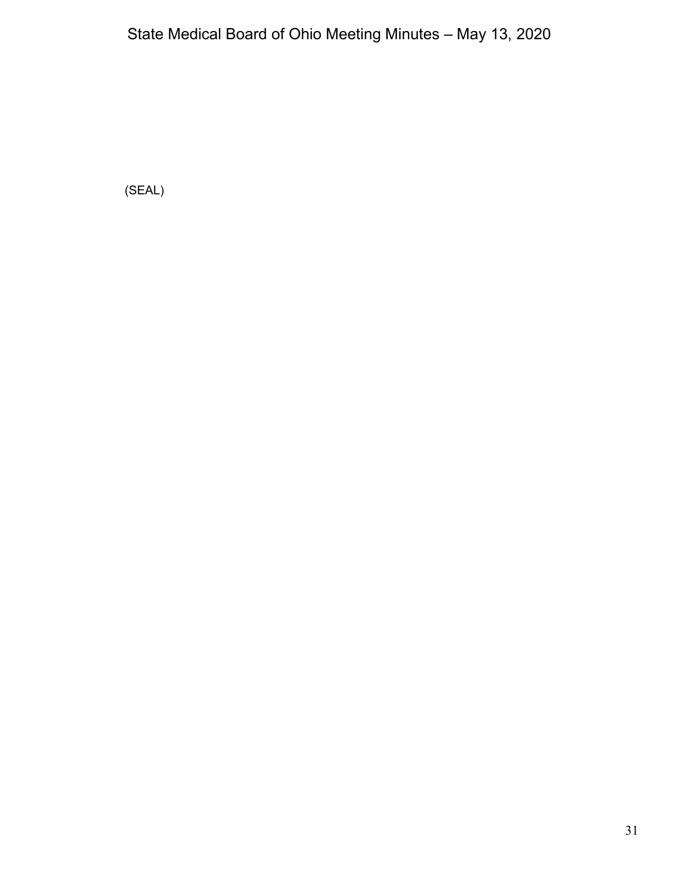(SEAL)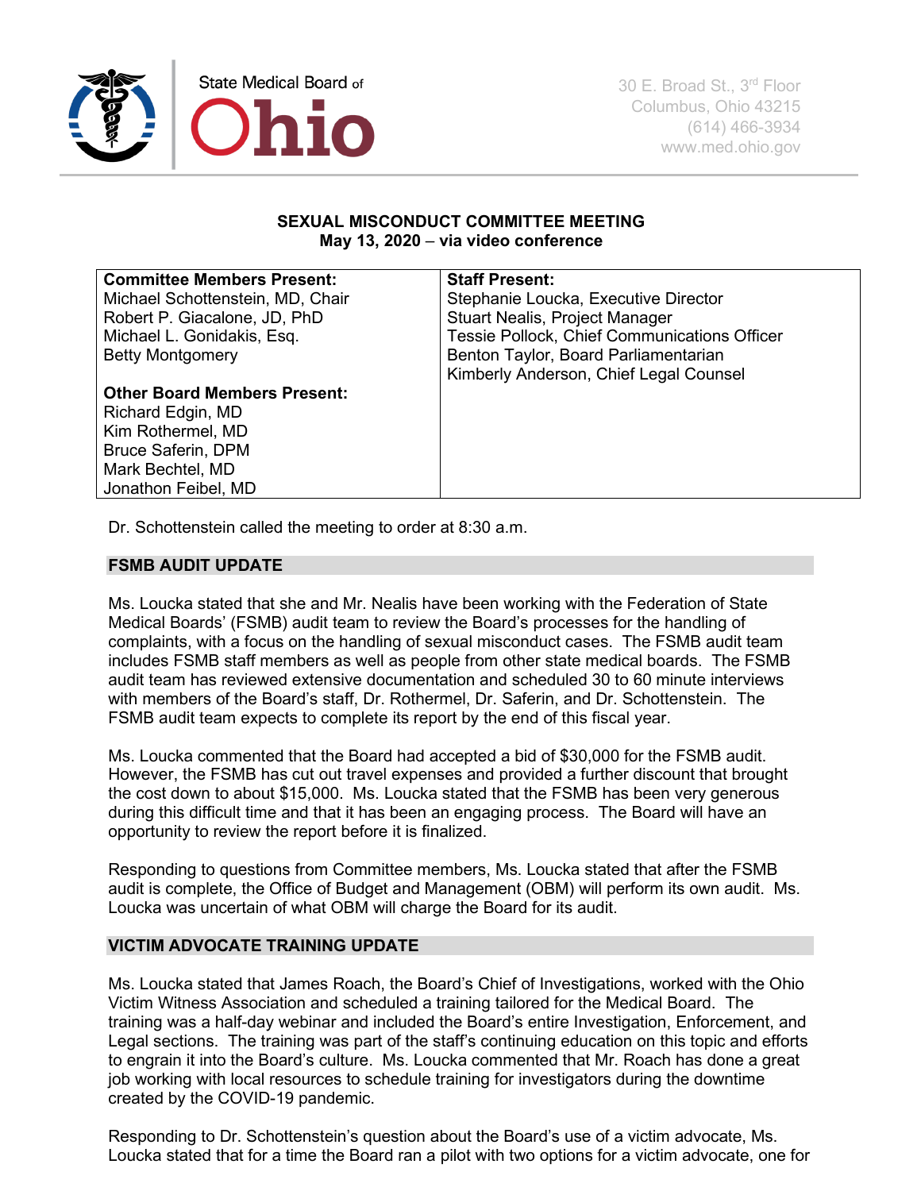State Medical Board of Ohio

30 E. Broad St., 3rd Floor
Columbus, Ohio 43215
(614) 466-3934
www.med.ohio.gov

**SEXUAL MISCONDUCT COMMITTEE MEETING**
**May 13, 2020 – via video conference**

| **Committee Members Present:** | **Staff Present:** |
|---|---|
| Michael Schottenstein, MD, Chair | Stephanie Loucka, Executive Director |
| Robert P. Giacalone, JD, PhD | Stuart Nealis, Project Manager |
| Michael L. Gonidakis, Esq. | Tessie Pollock, Chief Communications Officer |
| Betty Montgomery | Benton Taylor, Board Parliamentarian |
| | Kimberly Anderson, Chief Legal Counsel |
| **Other Board Members Present:** | |
| Richard Edgin, MD | |
| Kim Rothermel, MD | |
| Bruce Saferin, DPM | |
| Mark Bechtel, MD | |
| Jonathon Feibel, MD | |

Dr. Schottenstein called the meeting to order at 8:30 a.m.

## FSMB AUDIT UPDATE

Ms. Loucka stated that she and Mr. Nealis have been working with the Federation of State Medical Boards' (FSMB) audit team to review the Board's processes for the handling of complaints, with a focus on the handling of sexual misconduct cases. The FSMB audit team includes FSMB staff members as well as people from other state medical boards. The FSMB audit team has reviewed extensive documentation and scheduled 30 to 60 minute interviews with members of the Board's staff, Dr. Rothermel, Dr. Saferin, and Dr. Schottenstein. The FSMB audit team expects to complete its report by the end of this fiscal year.

Ms. Loucka commented that the Board had accepted a bid of $30,000 for the FSMB audit. However, the FSMB has cut out travel expenses and provided a further discount that brought the cost down to about $15,000. Ms. Loucka stated that the FSMB has been very generous during this difficult time and that it has been an engaging process. The Board will have an opportunity to review the report before it is finalized.

Responding to questions from Committee members, Ms. Loucka stated that after the FSMB audit is complete, the Office of Budget and Management (OBM) will perform its own audit. Ms. Loucka was uncertain of what OBM will charge the Board for its audit.

## VICTIM ADVOCATE TRAINING UPDATE

Ms. Loucka stated that James Roach, the Board's Chief of Investigations, worked with the Ohio Victim Witness Association and scheduled a training tailored for the Medical Board. The training was a half-day webinar and included the Board's entire Investigation, Enforcement, and Legal sections. The training was part of the staff's continuing education on this topic and efforts to engrain it into the Board's culture. Ms. Loucka commented that Mr. Roach has done a great job working with local resources to schedule training for investigators during the downtime created by the COVID-19 pandemic.

Responding to Dr. Schottenstein's question about the Board's use of a victim advocate, Ms. Loucka stated that for a time the Board ran a pilot with two options for a victim advocate, one for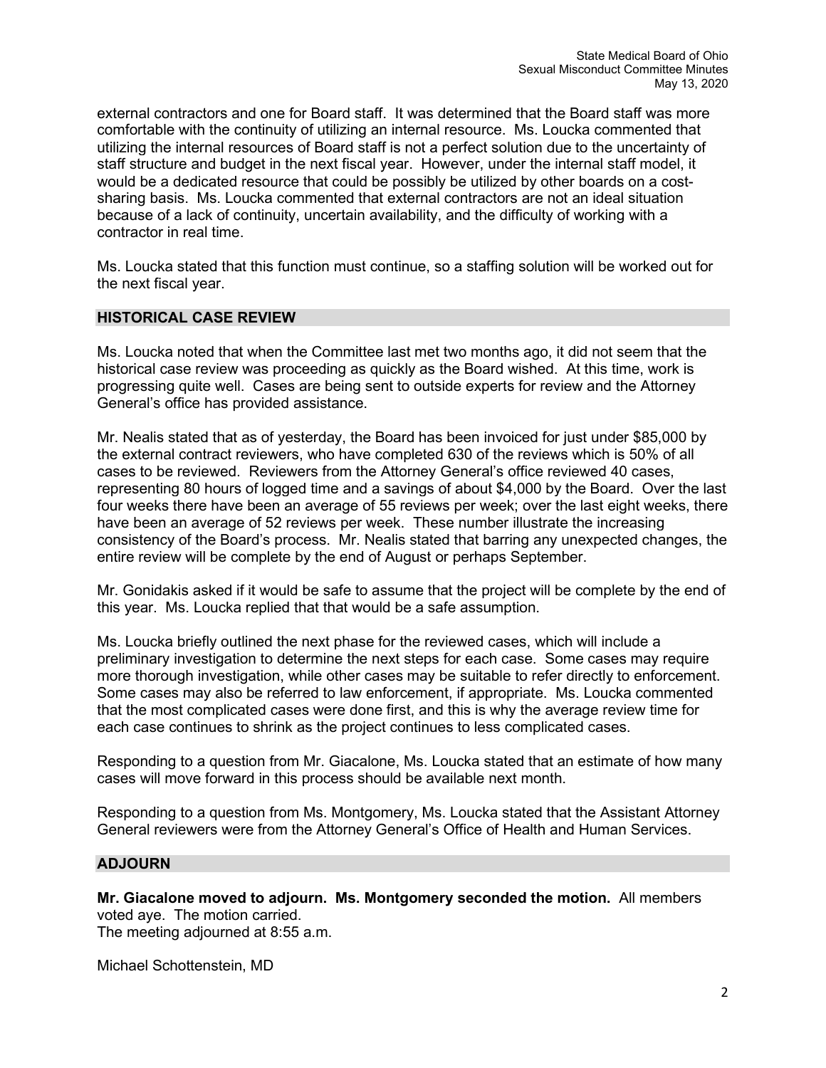external contractors and one for Board staff. It was determined that the Board staff was more comfortable with the continuity of utilizing an internal resource. Ms. Loucka commented that utilizing the internal resources of Board staff is not a perfect solution due to the uncertainty of staff structure and budget in the next fiscal year. However, under the internal staff model, it would be a dedicated resource that could be possibly be utilized by other boards on a cost-sharing basis. Ms. Loucka commented that external contractors are not an ideal situation because of a lack of continuity, uncertain availability, and the difficulty of working with a contractor in real time.

Ms. Loucka stated that this function must continue, so a staffing solution will be worked out for the next fiscal year.

## HISTORICAL CASE REVIEW

Ms. Loucka noted that when the Committee last met two months ago, it did not seem that the historical case review was proceeding as quickly as the Board wished. At this time, work is progressing quite well. Cases are being sent to outside experts for review and the Attorney General's office has provided assistance.

Mr. Nealis stated that as of yesterday, the Board has been invoiced for just under $85,000 by the external contract reviewers, who have completed 630 of the reviews which is 50% of all cases to be reviewed. Reviewers from the Attorney General's office reviewed 40 cases, representing 80 hours of logged time and a savings of about $4,000 by the Board. Over the last four weeks there have been an average of 55 reviews per week; over the last eight weeks, there have been an average of 52 reviews per week. These number illustrate the increasing consistency of the Board's process. Mr. Nealis stated that barring any unexpected changes, the entire review will be complete by the end of August or perhaps September.

Mr. Gonidakis asked if it would be safe to assume that the project will be complete by the end of this year. Ms. Loucka replied that that would be a safe assumption.

Ms. Loucka briefly outlined the next phase for the reviewed cases, which will include a preliminary investigation to determine the next steps for each case. Some cases may require more thorough investigation, while other cases may be suitable to refer directly to enforcement. Some cases may also be referred to law enforcement, if appropriate. Ms. Loucka commented that the most complicated cases were done first, and this is why the average review time for each case continues to shrink as the project continues to less complicated cases.

Responding to a question from Mr. Giacalone, Ms. Loucka stated that an estimate of how many cases will move forward in this process should be available next month.

Responding to a question from Ms. Montgomery, Ms. Loucka stated that the Assistant Attorney General reviewers were from the Attorney General's Office of Health and Human Services.

## ADJOURN

**Mr. Giacalone moved to adjourn. Ms. Montgomery seconded the motion.** All members voted aye. The motion carried.
The meeting adjourned at 8:55 a.m.

Michael Schottenstein, MD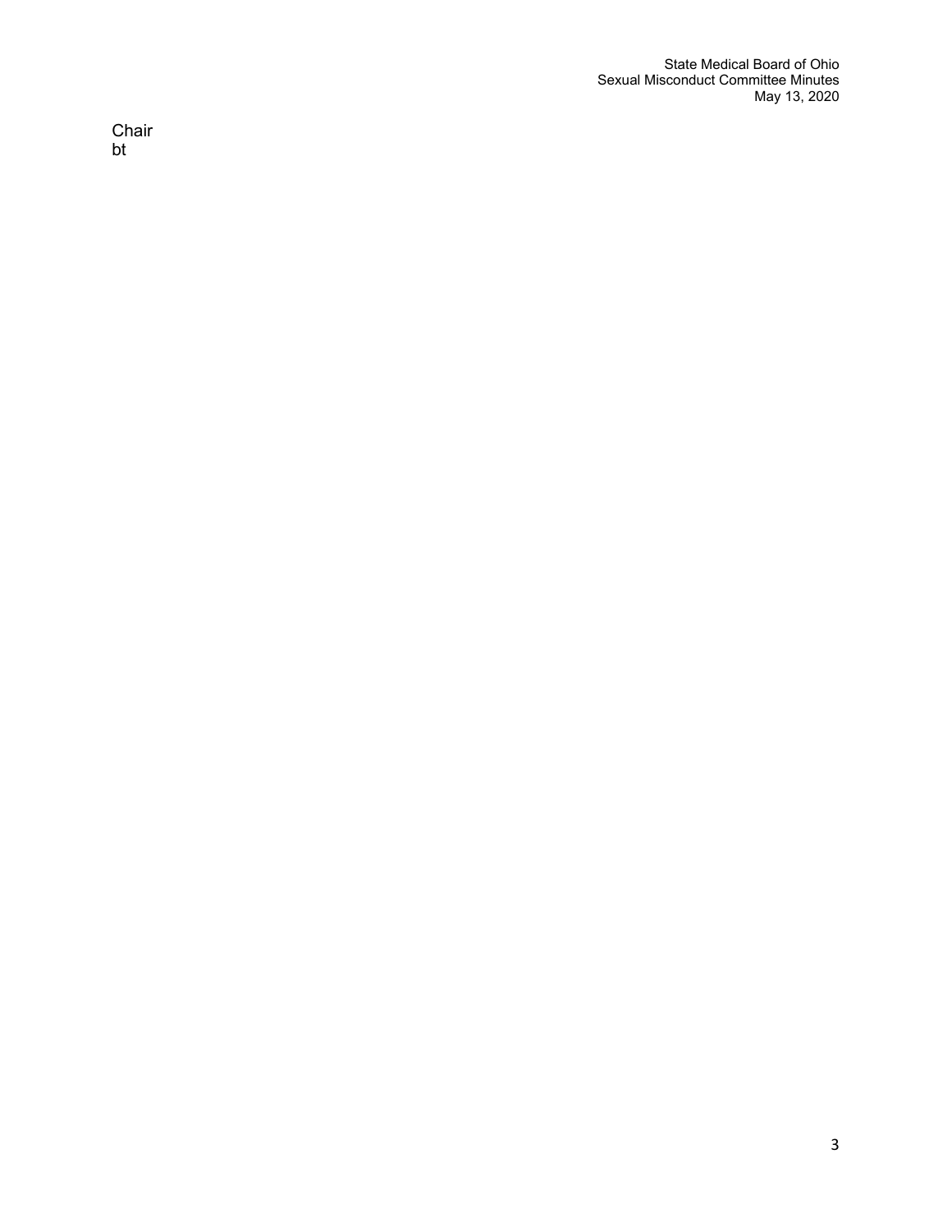Chair
bt